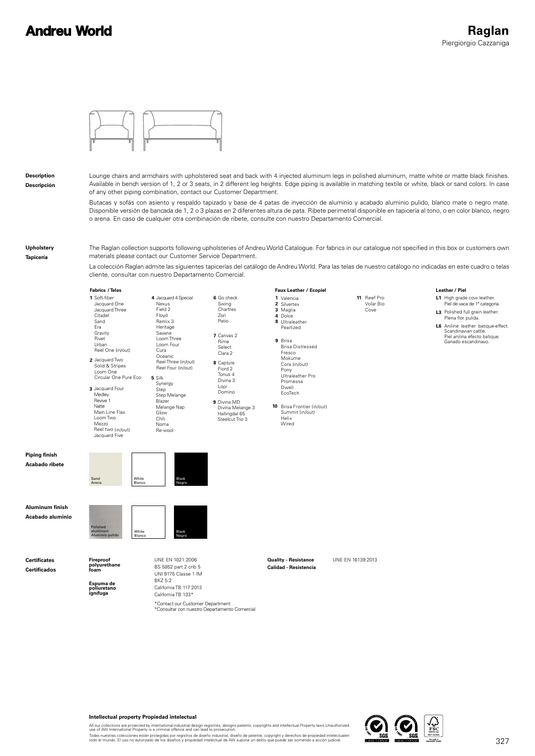# Andreu World

## Raglan

Piergiorgio Cazzaniga

**Description**
**Descripción**

Lounge chairs and armchairs with upholstered seat and back with 4 injected aluminum legs in polished aluminum, matte white or matte black finishes. Available in bench version of 1, 2 or 3 seats, in 2 different leg heights. Edge piping is available in matching textile or white, black or sand colors. In case of any other piping combination, contact our Customer Department.

Butacas y sofás con asiento y respaldo tapizado y base de 4 patas de inyección de aluminio y acabado aluminio pulido, blanco mate o negro mate. Disponible versión de bancada de 1, 2 o 3 plazas en 2 diferentes altura de pata. Ribete perimetral disponible en tapicería al tono, o en color blanco, negro o arena. En caso de cualquier otra combinación de ribete, consulte con nuestro Departamento Comercial.

**Upholstery**
**Tapicería**

The Raglan collection supports following upholsteries of Andreu World Catalogue. For fabrics in our catalogue not specified in this box or customers own materials please contact our Customer Service Department.

La colección Raglan admite las siguientes tapicerías del catálogo de Andreu World. Para las telas de nuestro catálogo no indicadas en este cuadro o telas cliente, consultar con nuestro Departamento Comercial.

**Fabrics / Telas**

**1** Soft-fiber, Jacquard One, Jacquard Three, Citadel, Sand, Era, Gravity, Rivet, Urban, Reel One (in/out)

**2** Jacquard Two, Solid & Stripes, Loom One, Circular One Pure Eco

**3** Jacquard Four, Medley, Revive 1, Natte, Main Line Flax, Loom Two, Mezzo, Reel two (in/out), Jacquard Five

**4** Jacquard 4 Special, Nexus, Field 2, Floyd, Remix 3, Heritage, Savane, Loom Three, Loom Four, Cura, Oceanic, Reel Three (in/out), Reel Four (in/out)

**5** Silk, Synergy, Step, Step Melange, Blazer, Melange Nap, Glow, Chili, Noma, Re-wool

**6** Go check, Swing, Chartres, Zori, Patio

**7** Canvas 2, Rime, Select, Clara 2

**8** Capture, Fiord 2, Tonus 4, Divina 3, Lopi, Domino

**9** Divina MD, Divina Melange 3, Hallingdal 65, Steelcut Trio 3

**Faux Leather / Ecopiel**

**1** Valencia
**2** Silvertex
**3** Maglia
**4** Dolce
**8** Ultraleather, Pearlized
**9** Brisa, Brisa Distressed, Fresco, Mokume, Cora (in/out), Pony, Ultraleather Pro, Promessa, Dwell, EcoTech
**10** Brisa Frontier (in/out), Summit (in/out), Helix, Wired
**11** Reef Pro, Volar Bio, Cove

**Leather / Piel**

**L1** High grade cow leather. Piel de vaca de 1ª categoría.
**L3** Polished full grain leather. Plena flor pulida.
**L6** Aniline leather batique-effect. Scandinavian cattle. Piel anilina efecto batique. Ganado escandinavo.

**Piping finish**
**Acabado ribete**

Sand / Arena — White / Blanco — Black / Negro

**Aluminum finish**
**Acabado aluminio**

Polished aluminum / Aluminio pulido — White / Blanco — Black / Negro

**Certificates**
**Certificados**

**Fireproof polyurethane foam**
**Espuma de poliuretano ignífuga**

UNE EN 1021:2006
BS 5852 part 2 crib 5
UNI 9175 Classe 1 IM
BKZ 5.2
California TB 117:2013
California TB 133*

*Contact our Customer Department
*Consultar con nuestro Departamento Comercial

**Quality - Resistance**
**Calidad - Resistencia**

UNE EN 16139:2013

**Intellectual property Propiedad intelectual**

All our collections are protected by international industrial design registries, designs patents, copyrights and intellectual Property laws.Unauthorized use of AW International Property is a criminal offence and can lead to prosecution.

Todas nuestras colecciones están protegidas por registros de diseño industrial, diseño de patente, copyright y derechos de propiedad intelectualen todo el mundo. El uso no autorizado de los diseños y propiedad intelectual de AW supone un delito que puede ser sometido a acción judicial.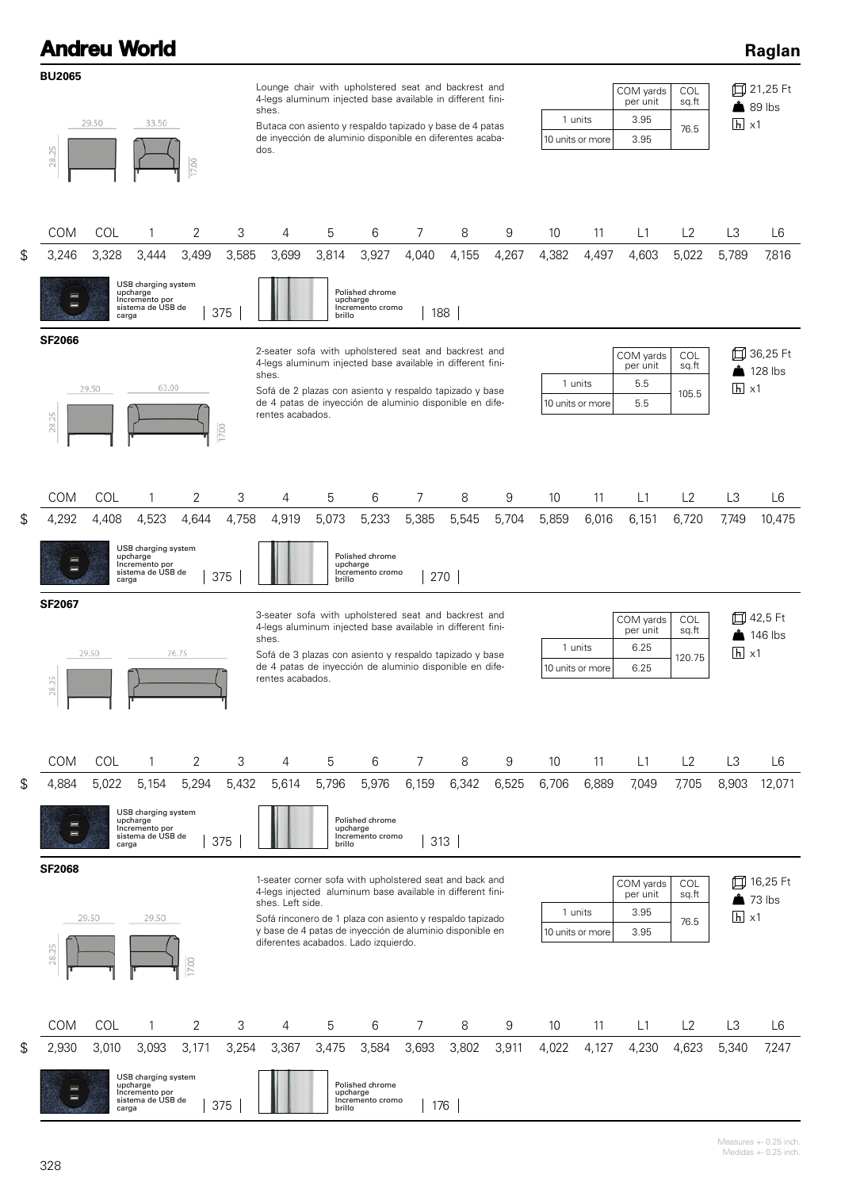## BU2065

29.50 33.50 28.25 17.00

Lounge chair with upholstered seat and backrest and 4-legs aluminum injected base available in different finishes.

Butaca con asiento y respaldo tapizado y base de 4 patas de inyección de aluminio disponible en diferentes acabados.

| | COM yards per unit | COL sq.ft |
|---|---|---|
| 1 units | 3.95 | 76.5 |
| 10 units or more | 3.95 | |

21,25 Ft
89 lbs
x1

| | COM | COL | 1 | 2 | 3 | 4 | 5 | 6 | 7 | 8 | 9 | 10 | 11 | L1 | L2 | L3 | L6 |
|---|---|---|---|---|---|---|---|---|---|---|---|---|---|---|---|---|---|
| $ | 3,246 | 3,328 | 3,444 | 3,499 | 3,585 | 3,699 | 3,814 | 3,927 | 4,040 | 4,155 | 4,267 | 4,382 | 4,497 | 4,603 | 5,022 | 5,789 | 7,816 |

USB charging system upcharge / Incremento por sistema de USB de carga: 375

Polished chrome upcharge / Incremento cromo brillo: 188

## SF2066

29.50 63.00 28.25 17.00

2-seater sofa with upholstered seat and backrest and 4-legs aluminum injected base available in different finishes.

Sofá de 2 plazas con asiento y respaldo tapizado y base de 4 patas de inyección de aluminio disponible en diferentes acabados.

| | COM yards per unit | COL sq.ft |
|---|---|---|
| 1 units | 5.5 | 105.5 |
| 10 units or more | 5.5 | |

36,25 Ft
128 lbs
x1

| | COM | COL | 1 | 2 | 3 | 4 | 5 | 6 | 7 | 8 | 9 | 10 | 11 | L1 | L2 | L3 | L6 |
|---|---|---|---|---|---|---|---|---|---|---|---|---|---|---|---|---|---|
| $ | 4,292 | 4,408 | 4,523 | 4,644 | 4,758 | 4,919 | 5,073 | 5,233 | 5,385 | 5,545 | 5,704 | 5,859 | 6,016 | 6,151 | 6,720 | 7,749 | 10,475 |

USB charging system upcharge / Incremento por sistema de USB de carga: 375

Polished chrome upcharge / Incremento cromo brillo: 270

## SF2067

29.50 76.75 28.25

3-seater sofa with upholstered seat and backrest and 4-legs aluminum injected base available in different finishes.

Sofá de 3 plazas con asiento y respaldo tapizado y base de 4 patas de inyección de aluminio disponible en diferentes acabados.

| | COM yards per unit | COL sq.ft |
|---|---|---|
| 1 units | 6.25 | 120.75 |
| 10 units or more | 6.25 | |

42,5 Ft
146 lbs
x1

| | COM | COL | 1 | 2 | 3 | 4 | 5 | 6 | 7 | 8 | 9 | 10 | 11 | L1 | L2 | L3 | L6 |
|---|---|---|---|---|---|---|---|---|---|---|---|---|---|---|---|---|---|
| $ | 4,884 | 5,022 | 5,154 | 5,294 | 5,432 | 5,614 | 5,796 | 5,976 | 6,159 | 6,342 | 6,525 | 6,706 | 6,889 | 7,049 | 7,705 | 8,903 | 12,071 |

USB charging system upcharge / Incremento por sistema de USB de carga: 375

Polished chrome upcharge / Incremento cromo brillo: 313

## SF2068

29.50 29.50 28.25 17.00

1-seater corner sofa with upholstered seat and back and 4-legs injected aluminum base available in different finishes. Left side.

Sofá rinconero de 1 plaza con asiento y respaldo tapizado y base de 4 patas de inyección de aluminio disponible en diferentes acabados. Lado izquierdo.

| | COM yards per unit | COL sq.ft |
|---|---|---|
| 1 units | 3.95 | 76.5 |
| 10 units or more | 3.95 | |

16,25 Ft
73 lbs
x1

| | COM | COL | 1 | 2 | 3 | 4 | 5 | 6 | 7 | 8 | 9 | 10 | 11 | L1 | L2 | L3 | L6 |
|---|---|---|---|---|---|---|---|---|---|---|---|---|---|---|---|---|---|
| $ | 2,930 | 3,010 | 3,093 | 3,171 | 3,254 | 3,367 | 3,475 | 3,584 | 3,693 | 3,802 | 3,911 | 4,022 | 4,127 | 4,230 | 4,623 | 5,340 | 7,247 |

USB charging system upcharge / Incremento por sistema de USB de carga: 375

Polished chrome upcharge / Incremento cromo brillo: 176

Measures +- 0.25 inch.
Medidas +- 0.25 inch.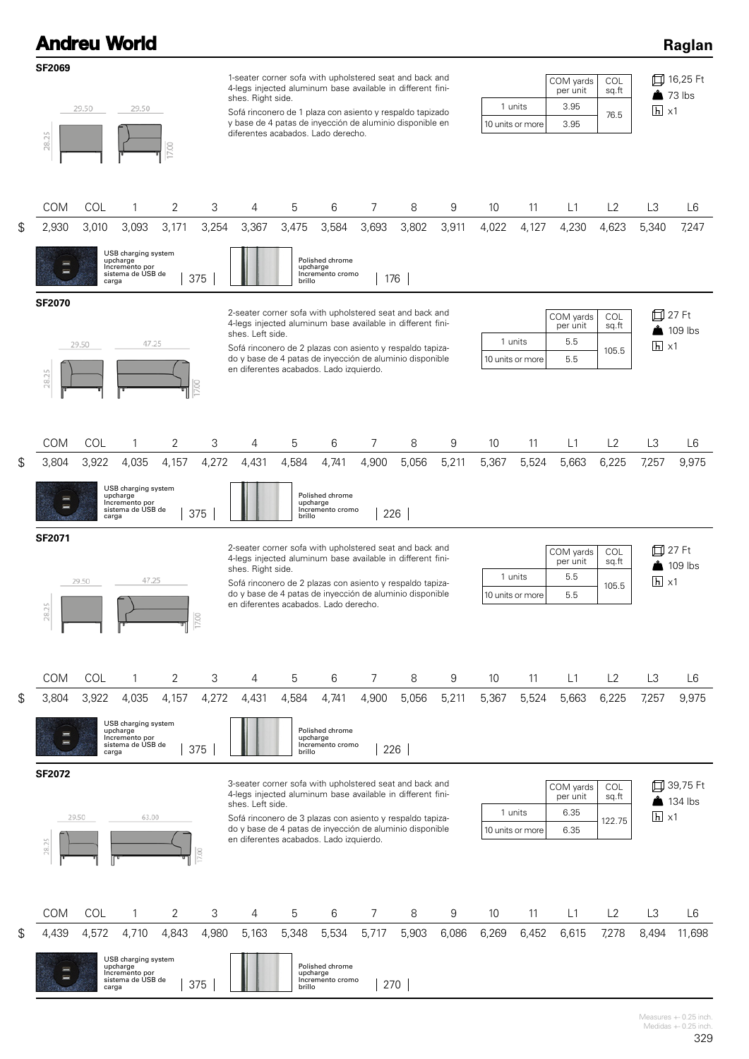# Andreu World

## Raglan

### SF2069

1-seater corner sofa with upholstered seat and back and 4-legs injected aluminum base available in different finishes. Right side.

Sofá rinconero de 1 plaza con asiento y respaldo tapizado y base de 4 patas de inyección de aluminio disponible en diferentes acabados. Lado derecho.

| | COM yards per unit | COL sq.ft |
|---|---|---|
| 1 units | 3.95 | 76.5 |
| 10 units or more | 3.95 | |

16,25 Ft
73 lbs
x1

29.50 · 29.50 · 28.25 · 17.00

| | COM | COL | 1 | 2 | 3 | 4 | 5 | 6 | 7 | 8 | 9 | 10 | 11 | L1 | L2 | L3 | L6 |
|---|---|---|---|---|---|---|---|---|---|---|---|---|---|---|---|---|---|
| $ | 2,930 | 3,010 | 3,093 | 3,171 | 3,254 | 3,367 | 3,475 | 3,584 | 3,693 | 3,802 | 3,911 | 4,022 | 4,127 | 4,230 | 4,623 | 5,340 | 7,247 |

USB charging system upcharge / Incremento por sistema de USB de carga: 375

Polished chrome upcharge / Incremento cromo brillo: 176

### SF2070

2-seater corner sofa with upholstered seat and back and 4-legs injected aluminum base available in different finishes. Left side.

Sofá rinconero de 2 plazas con asiento y respaldo tapizado y base de 4 patas de inyección de aluminio disponible en diferentes acabados. Lado izquierdo.

| | COM yards per unit | COL sq.ft |
|---|---|---|
| 1 units | 5.5 | 105.5 |
| 10 units or more | 5.5 | |

27 Ft
109 lbs
x1

29.50 · 47.25 · 28.25 · 17.00

| | COM | COL | 1 | 2 | 3 | 4 | 5 | 6 | 7 | 8 | 9 | 10 | 11 | L1 | L2 | L3 | L6 |
|---|---|---|---|---|---|---|---|---|---|---|---|---|---|---|---|---|---|
| $ | 3,804 | 3,922 | 4,035 | 4,157 | 4,272 | 4,431 | 4,584 | 4,741 | 4,900 | 5,056 | 5,211 | 5,367 | 5,524 | 5,663 | 6,225 | 7,257 | 9,975 |

USB charging system upcharge / Incremento por sistema de USB de carga: 375

Polished chrome upcharge / Incremento cromo brillo: 226

### SF2071

2-seater corner sofa with upholstered seat and back and 4-legs injected aluminum base available in different finishes. Right side.

Sofá rinconero de 2 plazas con asiento y respaldo tapizado y base de 4 patas de inyección de aluminio disponible en diferentes acabados. Lado derecho.

| | COM yards per unit | COL sq.ft |
|---|---|---|
| 1 units | 5.5 | 105.5 |
| 10 units or more | 5.5 | |

27 Ft
109 lbs
x1

29.50 · 47.25 · 28.25 · 17.00

| | COM | COL | 1 | 2 | 3 | 4 | 5 | 6 | 7 | 8 | 9 | 10 | 11 | L1 | L2 | L3 | L6 |
|---|---|---|---|---|---|---|---|---|---|---|---|---|---|---|---|---|---|
| $ | 3,804 | 3,922 | 4,035 | 4,157 | 4,272 | 4,431 | 4,584 | 4,741 | 4,900 | 5,056 | 5,211 | 5,367 | 5,524 | 5,663 | 6,225 | 7,257 | 9,975 |

USB charging system upcharge / Incremento por sistema de USB de carga: 375

Polished chrome upcharge / Incremento cromo brillo: 226

### SF2072

3-seater corner sofa with upholstered seat and back and 4-legs injected aluminum base available in different finishes. Left side.

Sofá rinconero de 3 plazas con asiento y respaldo tapizado y base de 4 patas de inyección de aluminio disponible en diferentes acabados. Lado izquierdo.

| | COM yards per unit | COL sq.ft |
|---|---|---|
| 1 units | 6.35 | 122.75 |
| 10 units or more | 6.35 | |

39,75 Ft
134 lbs
x1

29.50 · 63.00 · 28.25 · 17.00

| | COM | COL | 1 | 2 | 3 | 4 | 5 | 6 | 7 | 8 | 9 | 10 | 11 | L1 | L2 | L3 | L6 |
|---|---|---|---|---|---|---|---|---|---|---|---|---|---|---|---|---|---|
| $ | 4,439 | 4,572 | 4,710 | 4,843 | 4,980 | 5,163 | 5,348 | 5,534 | 5,717 | 5,903 | 6,086 | 6,269 | 6,452 | 6,615 | 7,278 | 8,494 | 11,698 |

USB charging system upcharge / Incremento por sistema de USB de carga: 375

Polished chrome upcharge / Incremento cromo brillo: 270

Measures +- 0.25 inch.
Medidas +- 0.25 inch.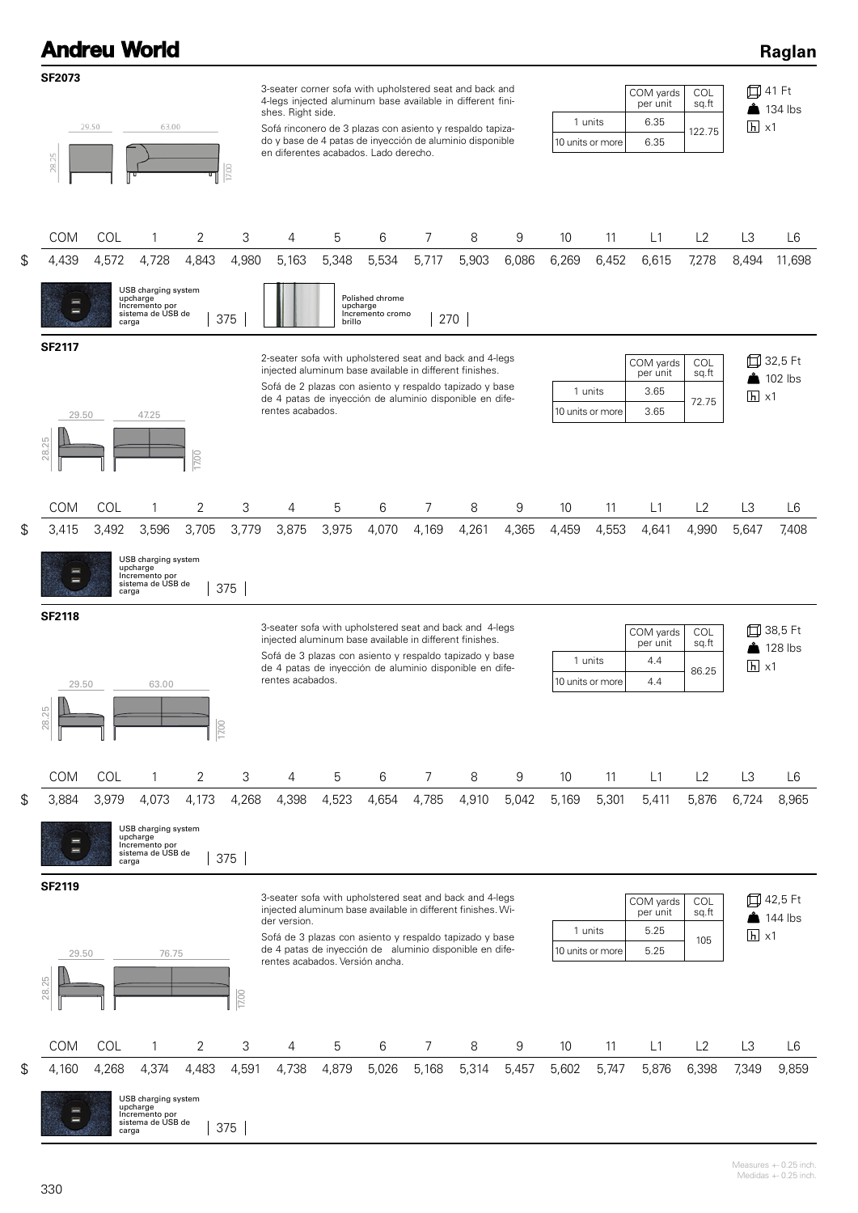## SF2073

29.50 | 63.00 | 28.25 | 17.00

3-seater corner sofa with upholstered seat and back and 4-legs injected aluminum base available in different finishes. Right side.

Sofá rinconero de 3 plazas con asiento y respaldo tapizado y base de 4 patas de inyección de aluminio disponible en diferentes acabados. Lado derecho.

| | COM yards per unit | COL sq.ft |
|---|---|---|
| 1 units | 6.35 | 122.75 |
| 10 units or more | 6.35 | |

41 Ft
134 lbs
x1

| | COM | COL | 1 | 2 | 3 | 4 | 5 | 6 | 7 | 8 | 9 | 10 | 11 | L1 | L2 | L3 | L6 |
|---|---|---|---|---|---|---|---|---|---|---|---|---|---|---|---|---|---|
| $ | 4,439 | 4,572 | 4,728 | 4,843 | 4,980 | 5,163 | 5,348 | 5,534 | 5,717 | 5,903 | 6,086 | 6,269 | 6,452 | 6,615 | 7,278 | 8,494 | 11,698 |

USB charging system upcharge / Incremento por sistema de USB de carga | 375

Polished chrome upcharge / Incremento cromo brillo | 270

## SF2117

29.50 | 47.25 | 28.25 | 17.00

2-seater sofa with upholstered seat and back and 4-legs injected aluminum base available in different finishes.

Sofá de 2 plazas con asiento y respaldo tapizado y base de 4 patas de inyección de aluminio disponible en diferentes acabados.

| | COM yards per unit | COL sq.ft |
|---|---|---|
| 1 units | 3.65 | 72.75 |
| 10 units or more | 3.65 | |

32,5 Ft
102 lbs
x1

| | COM | COL | 1 | 2 | 3 | 4 | 5 | 6 | 7 | 8 | 9 | 10 | 11 | L1 | L2 | L3 | L6 |
|---|---|---|---|---|---|---|---|---|---|---|---|---|---|---|---|---|---|
| $ | 3,415 | 3,492 | 3,596 | 3,705 | 3,779 | 3,875 | 3,975 | 4,070 | 4,169 | 4,261 | 4,365 | 4,459 | 4,553 | 4,641 | 4,990 | 5,647 | 7,408 |

USB charging system upcharge / Incremento por sistema de USB de carga | 375

## SF2118

29.50 | 63.00 | 28.25 | 17.00

3-seater sofa with upholstered seat and back and 4-legs injected aluminum base available in different finishes.

Sofá de 3 plazas con asiento y respaldo tapizado y base de 4 patas de inyección de aluminio disponible en diferentes acabados.

| | COM yards per unit | COL sq.ft |
|---|---|---|
| 1 units | 4.4 | 86.25 |
| 10 units or more | 4.4 | |

38,5 Ft
128 lbs
x1

| | COM | COL | 1 | 2 | 3 | 4 | 5 | 6 | 7 | 8 | 9 | 10 | 11 | L1 | L2 | L3 | L6 |
|---|---|---|---|---|---|---|---|---|---|---|---|---|---|---|---|---|---|
| $ | 3,884 | 3,979 | 4,073 | 4,173 | 4,268 | 4,398 | 4,523 | 4,654 | 4,785 | 4,910 | 5,042 | 5,169 | 5,301 | 5,411 | 5,876 | 6,724 | 8,965 |

USB charging system upcharge / Incremento por sistema de USB de carga | 375

## SF2119

29.50 | 76.75 | 28.25 | 17.00

3-seater sofa with upholstered seat and back and 4-legs injected aluminum base available in different finishes. Wider version.

Sofá de 3 plazas con asiento y respaldo tapizado y base de 4 patas de inyección de aluminio disponible en diferentes acabados. Versión ancha.

| | COM yards per unit | COL sq.ft |
|---|---|---|
| 1 units | 5.25 | 105 |
| 10 units or more | 5.25 | |

42,5 Ft
144 lbs
x1

| | COM | COL | 1 | 2 | 3 | 4 | 5 | 6 | 7 | 8 | 9 | 10 | 11 | L1 | L2 | L3 | L6 |
|---|---|---|---|---|---|---|---|---|---|---|---|---|---|---|---|---|---|
| $ | 4,160 | 4,268 | 4,374 | 4,483 | 4,591 | 4,738 | 4,879 | 5,026 | 5,168 | 5,314 | 5,457 | 5,602 | 5,747 | 5,876 | 6,398 | 7,349 | 9,859 |

USB charging system upcharge / Incremento por sistema de USB de carga | 375

Measures +- 0.25 inch.
Medidas +- 0.25 inch.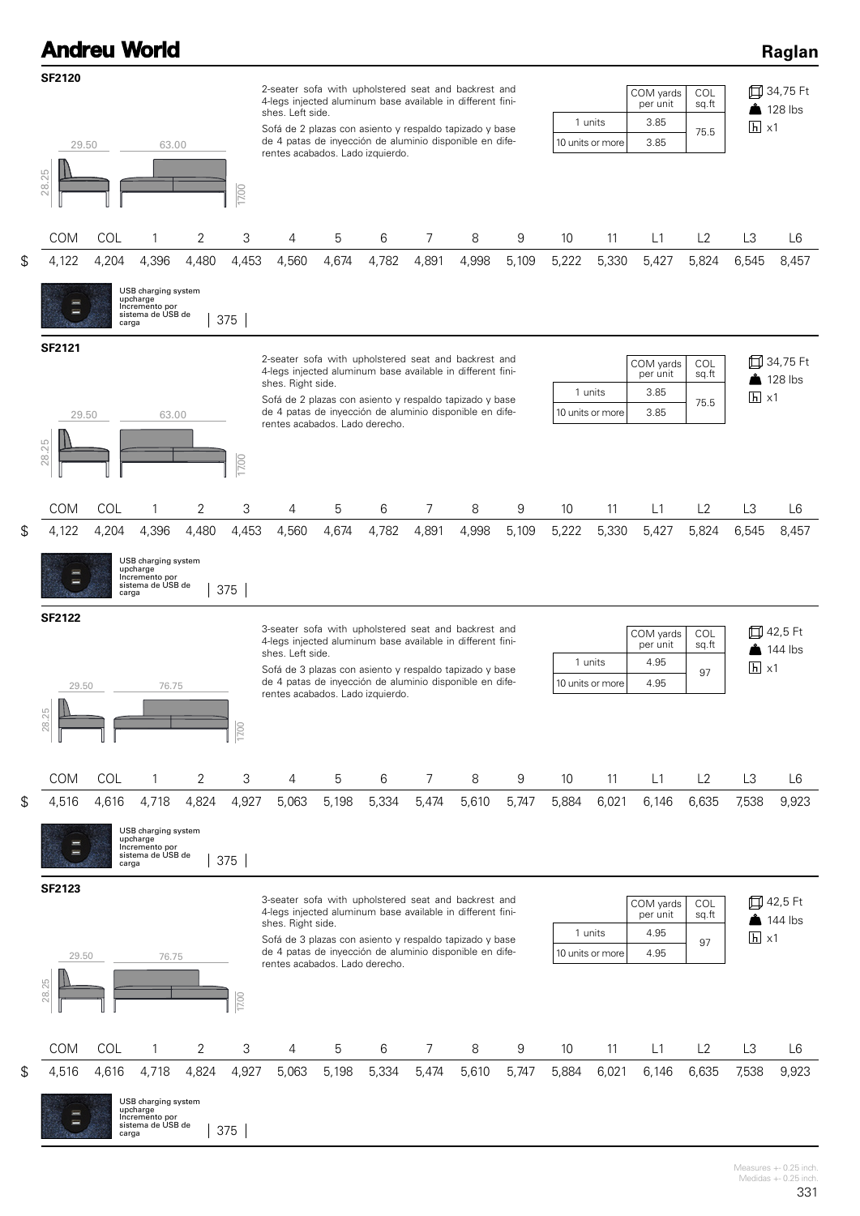## SF2120

2-seater sofa with upholstered seat and backrest and 4-legs injected aluminum base available in different finishes. Left side.

Sofá de 2 plazas con asiento y respaldo tapizado y base de 4 patas de inyección de aluminio disponible en diferentes acabados. Lado izquierdo.

| | COM yards per unit | COL sq.ft |
|---|---|---|
| 1 units | 3.85 | 75.5 |
| 10 units or more | 3.85 | |

34,75 Ft
128 lbs
x1

29.50 | 63.00 | 28.25 | 17.00

| | COM | COL | 1 | 2 | 3 | 4 | 5 | 6 | 7 | 8 | 9 | 10 | 11 | L1 | L2 | L3 | L6 |
|---|---|---|---|---|---|---|---|---|---|---|---|---|---|---|---|---|---|
| $ | 4,122 | 4,204 | 4,396 | 4,480 | 4,453 | 4,560 | 4,674 | 4,782 | 4,891 | 4,998 | 5,109 | 5,222 | 5,330 | 5,427 | 5,824 | 6,545 | 8,457 |

USB charging system upcharge / Incremento por sistema de USB de carga | 375

## SF2121

2-seater sofa with upholstered seat and backrest and 4-legs injected aluminum base available in different finishes. Right side.

Sofá de 2 plazas con asiento y respaldo tapizado y base de 4 patas de inyección de aluminio disponible en diferentes acabados. Lado derecho.

| | COM yards per unit | COL sq.ft |
|---|---|---|
| 1 units | 3.85 | 75.5 |
| 10 units or more | 3.85 | |

34,75 Ft
128 lbs
x1

29.50 | 63.00 | 28.25 | 17.00

| | COM | COL | 1 | 2 | 3 | 4 | 5 | 6 | 7 | 8 | 9 | 10 | 11 | L1 | L2 | L3 | L6 |
|---|---|---|---|---|---|---|---|---|---|---|---|---|---|---|---|---|---|
| $ | 4,122 | 4,204 | 4,396 | 4,480 | 4,453 | 4,560 | 4,674 | 4,782 | 4,891 | 4,998 | 5,109 | 5,222 | 5,330 | 5,427 | 5,824 | 6,545 | 8,457 |

USB charging system upcharge / Incremento por sistema de USB de carga | 375

## SF2122

3-seater sofa with upholstered seat and backrest and 4-legs injected aluminum base available in different finishes. Left side.

Sofá de 3 plazas con asiento y respaldo tapizado y base de 4 patas de inyección de aluminio disponible en diferentes acabados. Lado izquierdo.

| | COM yards per unit | COL sq.ft |
|---|---|---|
| 1 units | 4.95 | 97 |
| 10 units or more | 4.95 | |

42,5 Ft
144 lbs
x1

29.50 | 76.75 | 28.25 | 17.00

| | COM | COL | 1 | 2 | 3 | 4 | 5 | 6 | 7 | 8 | 9 | 10 | 11 | L1 | L2 | L3 | L6 |
|---|---|---|---|---|---|---|---|---|---|---|---|---|---|---|---|---|---|
| $ | 4,516 | 4,616 | 4,718 | 4,824 | 4,927 | 5,063 | 5,198 | 5,334 | 5,474 | 5,610 | 5,747 | 5,884 | 6,021 | 6,146 | 6,635 | 7,538 | 9,923 |

USB charging system upcharge / Incremento por sistema de USB de carga | 375

## SF2123

3-seater sofa with upholstered seat and backrest and 4-legs injected aluminum base available in different finishes. Right side.

Sofá de 3 plazas con asiento y respaldo tapizado y base de 4 patas de inyección de aluminio disponible en diferentes acabados. Lado derecho.

| | COM yards per unit | COL sq.ft |
|---|---|---|
| 1 units | 4.95 | 97 |
| 10 units or more | 4.95 | |

42,5 Ft
144 lbs
x1

29.50 | 76.75 | 28.25 | 17.00

| | COM | COL | 1 | 2 | 3 | 4 | 5 | 6 | 7 | 8 | 9 | 10 | 11 | L1 | L2 | L3 | L6 |
|---|---|---|---|---|---|---|---|---|---|---|---|---|---|---|---|---|---|
| $ | 4,516 | 4,616 | 4,718 | 4,824 | 4,927 | 5,063 | 5,198 | 5,334 | 5,474 | 5,610 | 5,747 | 5,884 | 6,021 | 6,146 | 6,635 | 7,538 | 9,923 |

USB charging system upcharge / Incremento por sistema de USB de carga | 375

Measures +- 0.25 inch.
Medidas +- 0.25 inch.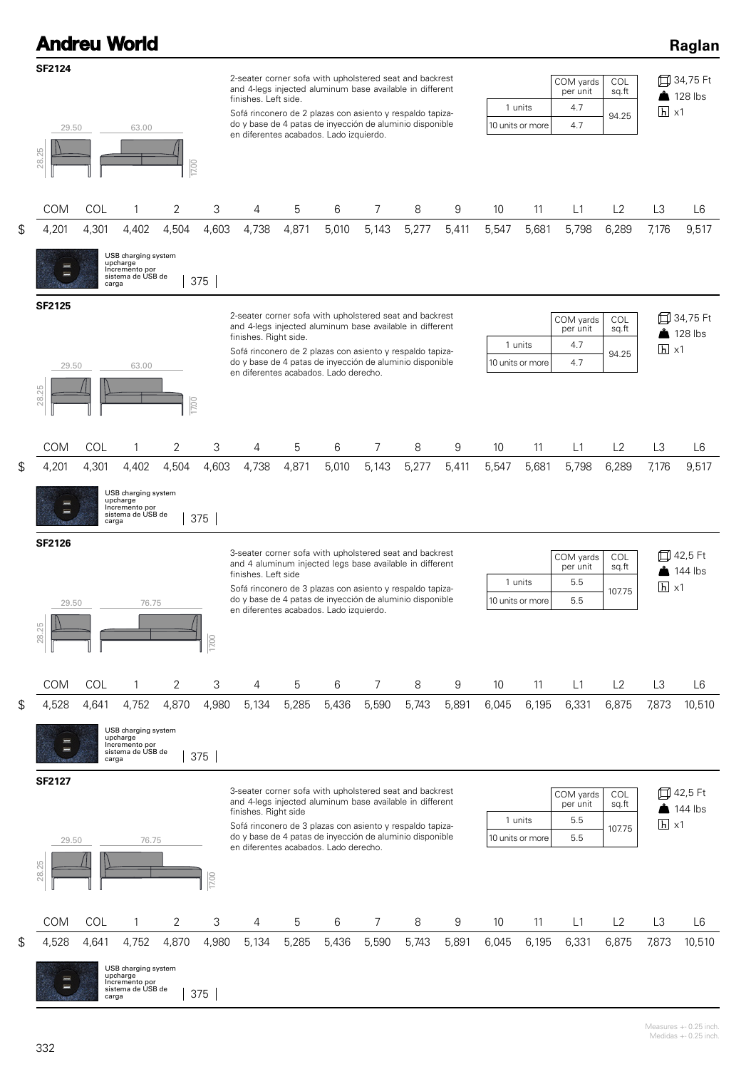## SF2124

2-seater corner sofa with upholstered seat and backrest and 4-legs injected aluminum base available in different finishes. Left side.

Sofá rinconero de 2 plazas con asiento y respaldo tapizado y base de 4 patas de inyección de aluminio disponible en diferentes acabados. Lado izquierdo.

| | COM yards per unit | COL sq.ft |
|---|---|---|
| 1 units | 4.7 | 94.25 |
| 10 units or more | 4.7 | |

34,75 Ft
128 lbs
x1

29.50 | 63.00 | 28.25 | 17.00

| | COM | COL | 1 | 2 | 3 | 4 | 5 | 6 | 7 | 8 | 9 | 10 | 11 | L1 | L2 | L3 | L6 |
|---|---|---|---|---|---|---|---|---|---|---|---|---|---|---|---|---|---|
| $ | 4,201 | 4,301 | 4,402 | 4,504 | 4,603 | 4,738 | 4,871 | 5,010 | 5,143 | 5,277 | 5,411 | 5,547 | 5,681 | 5,798 | 6,289 | 7,176 | 9,517 |

USB charging system upcharge / Incremento por sistema de USB de carga | 375

## SF2125

2-seater corner sofa with upholstered seat and backrest and 4-legs injected aluminum base available in different finishes. Right side.

Sofá rinconero de 2 plazas con asiento y respaldo tapizado y base de 4 patas de inyección de aluminio disponible en diferentes acabados. Lado derecho.

| | COM yards per unit | COL sq.ft |
|---|---|---|
| 1 units | 4.7 | 94.25 |
| 10 units or more | 4.7 | |

34,75 Ft
128 lbs
x1

29.50 | 63.00 | 28.25 | 17.00

| | COM | COL | 1 | 2 | 3 | 4 | 5 | 6 | 7 | 8 | 9 | 10 | 11 | L1 | L2 | L3 | L6 |
|---|---|---|---|---|---|---|---|---|---|---|---|---|---|---|---|---|---|
| $ | 4,201 | 4,301 | 4,402 | 4,504 | 4,603 | 4,738 | 4,871 | 5,010 | 5,143 | 5,277 | 5,411 | 5,547 | 5,681 | 5,798 | 6,289 | 7,176 | 9,517 |

USB charging system upcharge / Incremento por sistema de USB de carga | 375

## SF2126

3-seater corner sofa with upholstered seat and backrest and 4 aluminum injected legs base available in different finishes. Left side

Sofá rinconero de 3 plazas con asiento y respaldo tapizado y base de 4 patas de inyección de aluminio disponible en diferentes acabados. Lado izquierdo.

| | COM yards per unit | COL sq.ft |
|---|---|---|
| 1 units | 5.5 | 107.75 |
| 10 units or more | 5.5 | |

42,5 Ft
144 lbs
x1

29.50 | 76.75 | 28.25 | 17.00

| | COM | COL | 1 | 2 | 3 | 4 | 5 | 6 | 7 | 8 | 9 | 10 | 11 | L1 | L2 | L3 | L6 |
|---|---|---|---|---|---|---|---|---|---|---|---|---|---|---|---|---|---|
| $ | 4,528 | 4,641 | 4,752 | 4,870 | 4,980 | 5,134 | 5,285 | 5,436 | 5,590 | 5,743 | 5,891 | 6,045 | 6,195 | 6,331 | 6,875 | 7,873 | 10,510 |

USB charging system upcharge / Incremento por sistema de USB de carga | 375

## SF2127

3-seater corner sofa with upholstered seat and backrest and 4-legs injected aluminum base available in different finishes. Right side

Sofá rinconero de 3 plazas con asiento y respaldo tapizado y base de 4 patas de inyección de aluminio disponible en diferentes acabados. Lado derecho.

| | COM yards per unit | COL sq.ft |
|---|---|---|
| 1 units | 5.5 | 107.75 |
| 10 units or more | 5.5 | |

42,5 Ft
144 lbs
x1

29.50 | 76.75 | 28.25 | 17.00

| | COM | COL | 1 | 2 | 3 | 4 | 5 | 6 | 7 | 8 | 9 | 10 | 11 | L1 | L2 | L3 | L6 |
|---|---|---|---|---|---|---|---|---|---|---|---|---|---|---|---|---|---|
| $ | 4,528 | 4,641 | 4,752 | 4,870 | 4,980 | 5,134 | 5,285 | 5,436 | 5,590 | 5,743 | 5,891 | 6,045 | 6,195 | 6,331 | 6,875 | 7,873 | 10,510 |

USB charging system upcharge / Incremento por sistema de USB de carga | 375

Measures +- 0.25 inch.
Medidas +- 0.25 inch.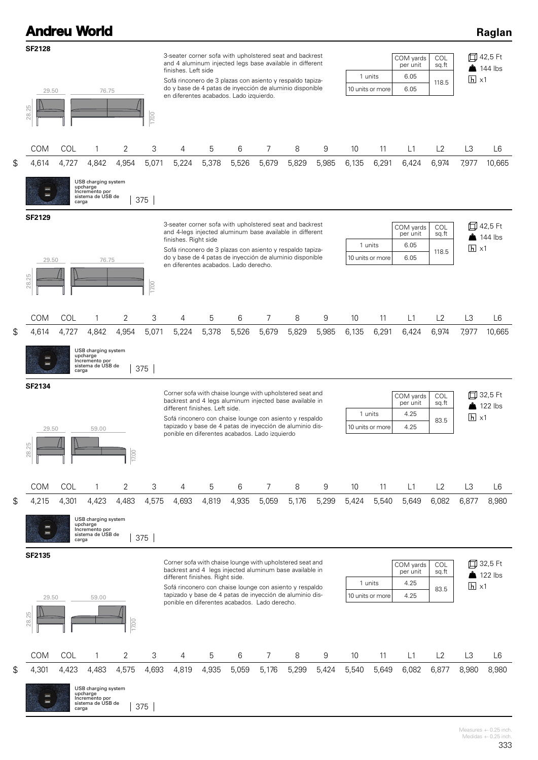## SF2128

3-seater corner sofa with upholstered seat and backrest and 4 aluminum injected legs base available in different finishes. Left side

Sofá rinconero de 3 plazas con asiento y respaldo tapizado y base de 4 patas de inyección de aluminio disponible en diferentes acabados. Lado izquierdo.

29.50 | 76.75 | 28.25 | 17.00

| | COM yards per unit | COL sq.ft |
|---|---|---|
| 1 units | 6.05 | 118.5 |
| 10 units or more | 6.05 | |

42,5 Ft
144 lbs
x1

| | COM | COL | 1 | 2 | 3 | 4 | 5 | 6 | 7 | 8 | 9 | 10 | 11 | L1 | L2 | L3 | L6 |
|---|---|---|---|---|---|---|---|---|---|---|---|---|---|---|---|---|---|
| $ | 4,614 | 4,727 | 4,842 | 4,954 | 5,071 | 5,224 | 5,378 | 5,526 | 5,679 | 5,829 | 5,985 | 6,135 | 6,291 | 6,424 | 6,974 | 7,977 | 10,665 |

USB charging system upcharge
Incremento por sistema de USB de carga | 375

## SF2129

3-seater corner sofa with upholstered seat and backrest and 4-legs injected aluminum base available in different finishes. Right side

Sofá rinconero de 3 plazas con asiento y respaldo tapizado y base de 4 patas de inyección de aluminio disponible en diferentes acabados. Lado derecho.

29.50 | 76.75 | 28.25 | 17.00

| | COM yards per unit | COL sq.ft |
|---|---|---|
| 1 units | 6.05 | 118.5 |
| 10 units or more | 6.05 | |

42,5 Ft
144 lbs
x1

| | COM | COL | 1 | 2 | 3 | 4 | 5 | 6 | 7 | 8 | 9 | 10 | 11 | L1 | L2 | L3 | L6 |
|---|---|---|---|---|---|---|---|---|---|---|---|---|---|---|---|---|---|
| $ | 4,614 | 4,727 | 4,842 | 4,954 | 5,071 | 5,224 | 5,378 | 5,526 | 5,679 | 5,829 | 5,985 | 6,135 | 6,291 | 6,424 | 6,974 | 7,977 | 10,665 |

USB charging system upcharge
Incremento por sistema de USB de carga | 375

## SF2134

Corner sofa with chaise lounge with upholstered seat and backrest and 4 legs aluminum injected base available in different finishes. Left side.

Sofá rinconero con chaise lounge con asiento y respaldo tapizado y base de 4 patas de inyección de aluminio disponible en diferentes acabados. Lado izquierdo

29.50 | 59.00 | 28.25 | 17.00

| | COM yards per unit | COL sq.ft |
|---|---|---|
| 1 units | 4.25 | 83.5 |
| 10 units or more | 4.25 | |

32,5 Ft
122 lbs
x1

| | COM | COL | 1 | 2 | 3 | 4 | 5 | 6 | 7 | 8 | 9 | 10 | 11 | L1 | L2 | L3 | L6 |
|---|---|---|---|---|---|---|---|---|---|---|---|---|---|---|---|---|---|
| $ | 4,215 | 4,301 | 4,423 | 4,483 | 4,575 | 4,693 | 4,819 | 4,935 | 5,059 | 5,176 | 5,299 | 5,424 | 5,540 | 5,649 | 6,082 | 6,877 | 8,980 |

USB charging system upcharge
Incremento por sistema de USB de carga | 375

## SF2135

Corner sofa with chaise lounge with upholstered seat and backrest and 4 legs injected aluminum base available in different finishes. Right side.

Sofá rinconero con chaise lounge con asiento y respaldo tapizado y base de 4 patas de inyección de aluminio disponible en diferentes acabados. Lado derecho.

29.50 | 59.00 | 28.25 | 17.00

| | COM yards per unit | COL sq.ft |
|---|---|---|
| 1 units | 4.25 | 83.5 |
| 10 units or more | 4.25 | |

32,5 Ft
122 lbs
x1

| | COM | COL | 1 | 2 | 3 | 4 | 5 | 6 | 7 | 8 | 9 | 10 | 11 | L1 | L2 | L3 | L6 |
|---|---|---|---|---|---|---|---|---|---|---|---|---|---|---|---|---|---|
| $ | 4,301 | 4,423 | 4,483 | 4,575 | 4,693 | 4,819 | 4,935 | 5,059 | 5,176 | 5,299 | 5,424 | 5,540 | 5,649 | 6,082 | 6,877 | 8,980 | 8,980 |

USB charging system upcharge
Incremento por sistema de USB de carga | 375

Measures +- 0.25 inch.
Medidas +- 0.25 inch.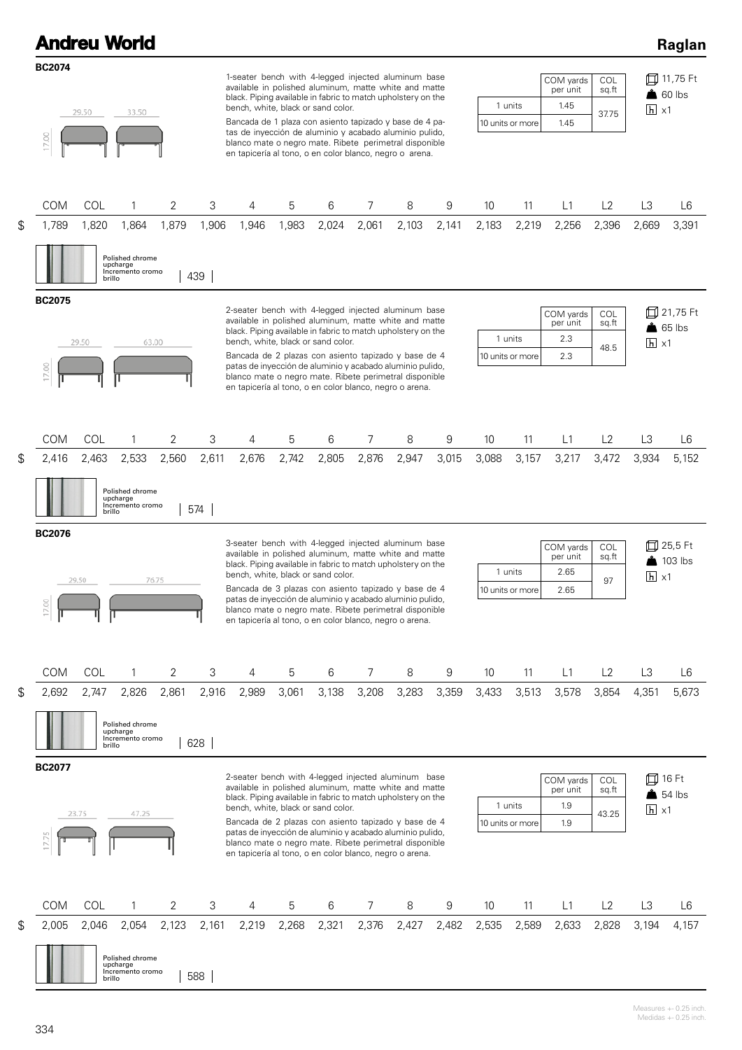# Andreu World

## Raglan

### BC2074

29.50 | 33.50 | 17.00

1-seater bench with 4-legged injected aluminum base available in polished aluminum, matte white and matte black. Piping available in fabric to match upholstery on the bench, white, black or sand color.

Bancada de 1 plaza con asiento tapizado y base de 4 patas de inyección de aluminio y acabado aluminio pulido, blanco mate o negro mate. Ribete perimetral disponible en tapicería al tono, o en color blanco, negro o arena.

| | COM yards per unit | COL sq.ft |
|---|---|---|
| 1 units | 1.45 | 37.75 |
| 10 units or more | 1.45 | |

11,75 Ft
60 lbs
x1

| | COM | COL | 1 | 2 | 3 | 4 | 5 | 6 | 7 | 8 | 9 | 10 | 11 | L1 | L2 | L3 | L6 |
|---|---|---|---|---|---|---|---|---|---|---|---|---|---|---|---|---|---|
| $ | 1,789 | 1,820 | 1,864 | 1,879 | 1,906 | 1,946 | 1,983 | 2,024 | 2,061 | 2,103 | 2,141 | 2,183 | 2,219 | 2,256 | 2,396 | 2,669 | 3,391 |

Polished chrome upcharge / Incremento cromo brillo | 439

### BC2075

29.50 | 63.00 | 17.00

2-seater bench with 4-legged injected aluminum base available in polished aluminum, matte white and matte black. Piping available in fabric to match upholstery on the bench, white, black or sand color.

Bancada de 2 plazas con asiento tapizado y base de 4 patas de inyección de aluminio y acabado aluminio pulido, blanco mate o negro mate. Ribete perimetral disponible en tapicería al tono, o en color blanco, negro o arena.

| | COM yards per unit | COL sq.ft |
|---|---|---|
| 1 units | 2.3 | 48.5 |
| 10 units or more | 2.3 | |

21,75 Ft
65 lbs
x1

| | COM | COL | 1 | 2 | 3 | 4 | 5 | 6 | 7 | 8 | 9 | 10 | 11 | L1 | L2 | L3 | L6 |
|---|---|---|---|---|---|---|---|---|---|---|---|---|---|---|---|---|---|
| $ | 2,416 | 2,463 | 2,533 | 2,560 | 2,611 | 2,676 | 2,742 | 2,805 | 2,876 | 2,947 | 3,015 | 3,088 | 3,157 | 3,217 | 3,472 | 3,934 | 5,152 |

Polished chrome upcharge / Incremento cromo brillo | 574

### BC2076

29.50 | 76.75 | 17.00

3-seater bench with 4-legged injected aluminum base available in polished aluminum, matte white and matte black. Piping available in fabric to match upholstery on the bench, white, black or sand color.

Bancada de 3 plazas con asiento tapizado y base de 4 patas de inyección de aluminio y acabado aluminio pulido, blanco mate o negro mate. Ribete perimetral disponible en tapicería al tono, o en color blanco, negro o arena.

| | COM yards per unit | COL sq.ft |
|---|---|---|
| 1 units | 2.65 | 97 |
| 10 units or more | 2.65 | |

25,5 Ft
103 lbs
x1

| | COM | COL | 1 | 2 | 3 | 4 | 5 | 6 | 7 | 8 | 9 | 10 | 11 | L1 | L2 | L3 | L6 |
|---|---|---|---|---|---|---|---|---|---|---|---|---|---|---|---|---|---|
| $ | 2,692 | 2,747 | 2,826 | 2,861 | 2,916 | 2,989 | 3,061 | 3,138 | 3,208 | 3,283 | 3,359 | 3,433 | 3,513 | 3,578 | 3,854 | 4,351 | 5,673 |

Polished chrome upcharge / Incremento cromo brillo | 628

### BC2077

23.75 | 47.25 | 17.75

2-seater bench with 4-legged injected aluminum base available in polished aluminum, matte white and matte black. Piping available in fabric to match upholstery on the bench, white, black or sand color.

Bancada de 2 plazas con asiento tapizado y base de 4 patas de inyección de aluminio y acabado aluminio pulido, blanco mate o negro mate. Ribete perimetral disponible en tapicería al tono, o en color blanco, negro o arena.

| | COM yards per unit | COL sq.ft |
|---|---|---|
| 1 units | 1.9 | 43.25 |
| 10 units or more | 1.9 | |

16 Ft
54 lbs
x1

| | COM | COL | 1 | 2 | 3 | 4 | 5 | 6 | 7 | 8 | 9 | 10 | 11 | L1 | L2 | L3 | L6 |
|---|---|---|---|---|---|---|---|---|---|---|---|---|---|---|---|---|---|
| $ | 2,005 | 2,046 | 2,054 | 2,123 | 2,161 | 2,219 | 2,268 | 2,321 | 2,376 | 2,427 | 2,482 | 2,535 | 2,589 | 2,633 | 2,828 | 3,194 | 4,157 |

Polished chrome upcharge / Incremento cromo brillo | 588

Measures +- 0.25 inch.
Medidas +- 0.25 inch.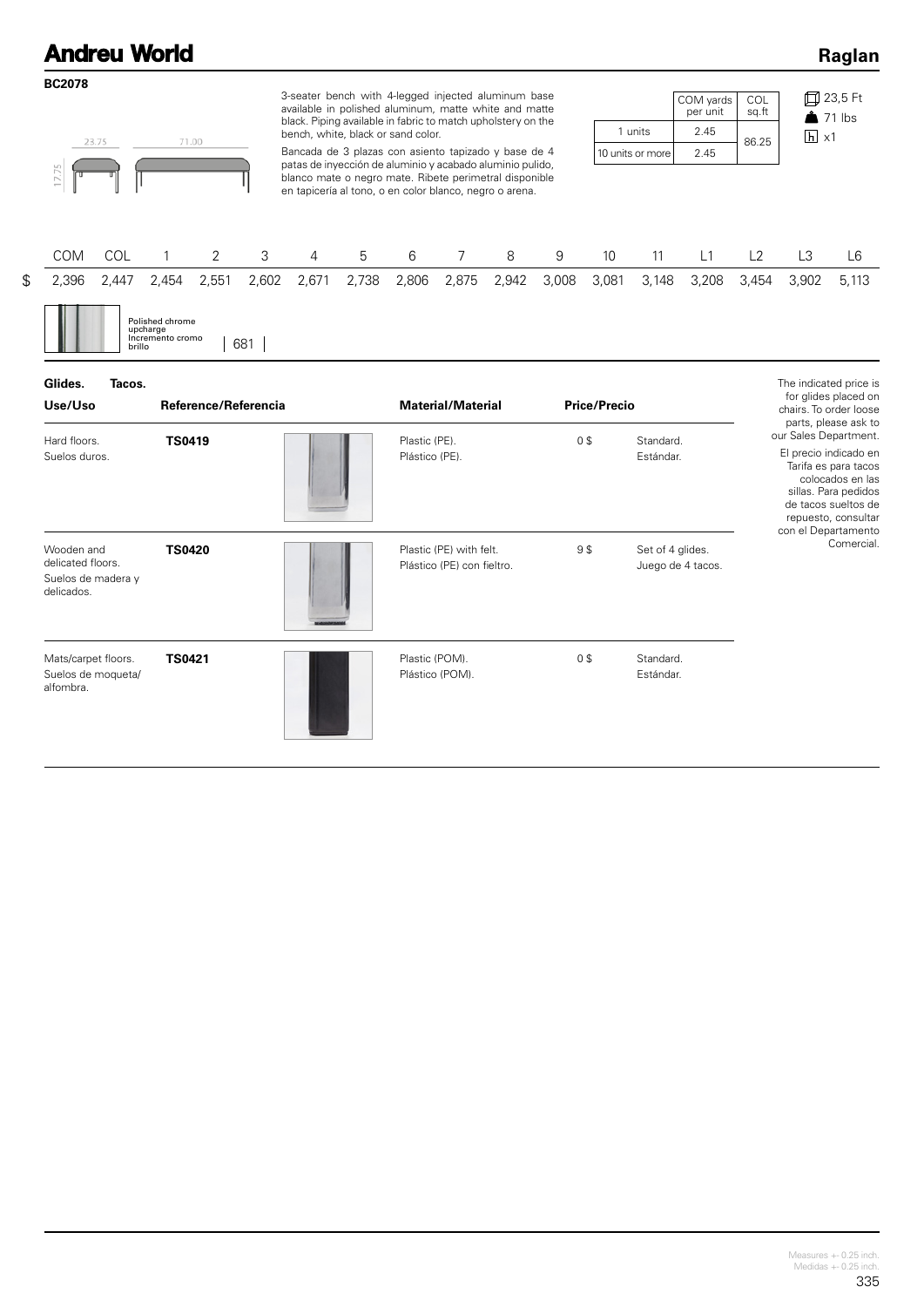# Andreu World

## Raglan

### BC2078

23.75 71.00 17.75

3-seater bench with 4-legged injected aluminum base available in polished aluminum, matte white and matte black. Piping available in fabric to match upholstery on the bench, white, black or sand color.

Bancada de 3 plazas con asiento tapizado y base de 4 patas de inyección de aluminio y acabado aluminio pulido, blanco mate o negro mate. Ribete perimetral disponible en tapicería al tono, o en color blanco, negro o arena.

| | COM yards per unit | COL sq.ft |
|---|---|---|
| 1 units | 2.45 | 86.25 |
| 10 units or more | 2.45 | |

23,5 Ft
71 lbs
x1

| | COM | COL | 1 | 2 | 3 | 4 | 5 | 6 | 7 | 8 | 9 | 10 | 11 | L1 | L2 | L3 | L6 |
|---|---|---|---|---|---|---|---|---|---|---|---|---|---|---|---|---|---|
| $ | 2,396 | 2,447 | 2,454 | 2,551 | 2,602 | 2,671 | 2,738 | 2,806 | 2,875 | 2,942 | 3,008 | 3,081 | 3,148 | 3,208 | 3,454 | 3,902 | 5,113 |

Polished chrome upcharge
Incremento cromo brillo | 681

### Glides. Tacos.

| Use/Uso | Reference/Referencia | Material/Material | Price/Precio | |
|---|---|---|---|---|
| Hard floors. Suelos duros. | **TS0419** | Plastic (PE). Plástico (PE). | 0 $ | Standard. Estándar. |
| Wooden and delicated floors. Suelos de madera y delicados. | **TS0420** | Plastic (PE) with felt. Plástico (PE) con fieltro. | 9 $ | Set of 4 glides. Juego de 4 tacos. |
| Mats/carpet floors. Suelos de moqueta/alfombra. | **TS0421** | Plastic (POM). Plástico (POM). | 0 $ | Standard. Estándar. |

The indicated price is for glides placed on chairs. To order loose parts, please ask to our Sales Department.

El precio indicado en Tarifa es para tacos colocados en las sillas. Para pedidos de tacos sueltos de repuesto, consultar con el Departamento Comercial.

Measures +- 0.25 inch.
Medidas +- 0.25 inch.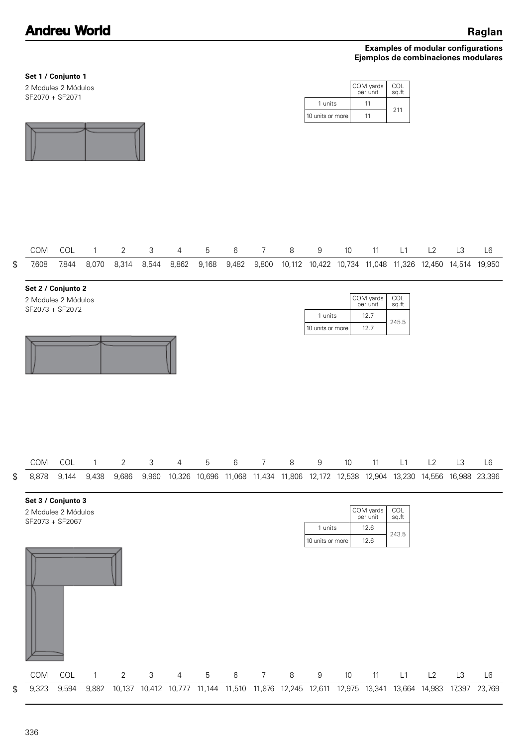# Andreu World

## Raglan

**Examples of modular configurations**
**Ejemplos de combinaciones modulares**

**Set 1 / Conjunto 1**

2 Modules 2 Módulos
SF2070 + SF2071

| | COM yards per unit | COL sq.ft |
|---|---|---|
| 1 units | 11 | 211 |
| 10 units or more | 11 | |

| | COM | COL | 1 | 2 | 3 | 4 | 5 | 6 | 7 | 8 | 9 | 10 | 11 | L1 | L2 | L3 | L6 |
|---|---|---|---|---|---|---|---|---|---|---|---|---|---|---|---|---|---|
| $ | 7,608 | 7,844 | 8,070 | 8,314 | 8,544 | 8,862 | 9,168 | 9,482 | 9,800 | 10,112 | 10,422 | 10,734 | 11,048 | 11,326 | 12,450 | 14,514 | 19,950 |

**Set 2 / Conjunto 2**

2 Modules 2 Módulos
SF2073 + SF2072

| | COM yards per unit | COL sq.ft |
|---|---|---|
| 1 units | 12.7 | 245.5 |
| 10 units or more | 12.7 | |

| | COM | COL | 1 | 2 | 3 | 4 | 5 | 6 | 7 | 8 | 9 | 10 | 11 | L1 | L2 | L3 | L6 |
|---|---|---|---|---|---|---|---|---|---|---|---|---|---|---|---|---|---|
| $ | 8,878 | 9,144 | 9,438 | 9,686 | 9,960 | 10,326 | 10,696 | 11,068 | 11,434 | 11,806 | 12,172 | 12,538 | 12,904 | 13,230 | 14,556 | 16,988 | 23,396 |

**Set 3 / Conjunto 3**

2 Modules 2 Módulos
SF2073 + SF2067

| | COM yards per unit | COL sq.ft |
|---|---|---|
| 1 units | 12.6 | 243.5 |
| 10 units or more | 12.6 | |

| | COM | COL | 1 | 2 | 3 | 4 | 5 | 6 | 7 | 8 | 9 | 10 | 11 | L1 | L2 | L3 | L6 |
|---|---|---|---|---|---|---|---|---|---|---|---|---|---|---|---|---|---|
| $ | 9,323 | 9,594 | 9,882 | 10,137 | 10,412 | 10,777 | 11,144 | 11,510 | 11,876 | 12,245 | 12,611 | 12,975 | 13,341 | 13,664 | 14,983 | 17,397 | 23,769 |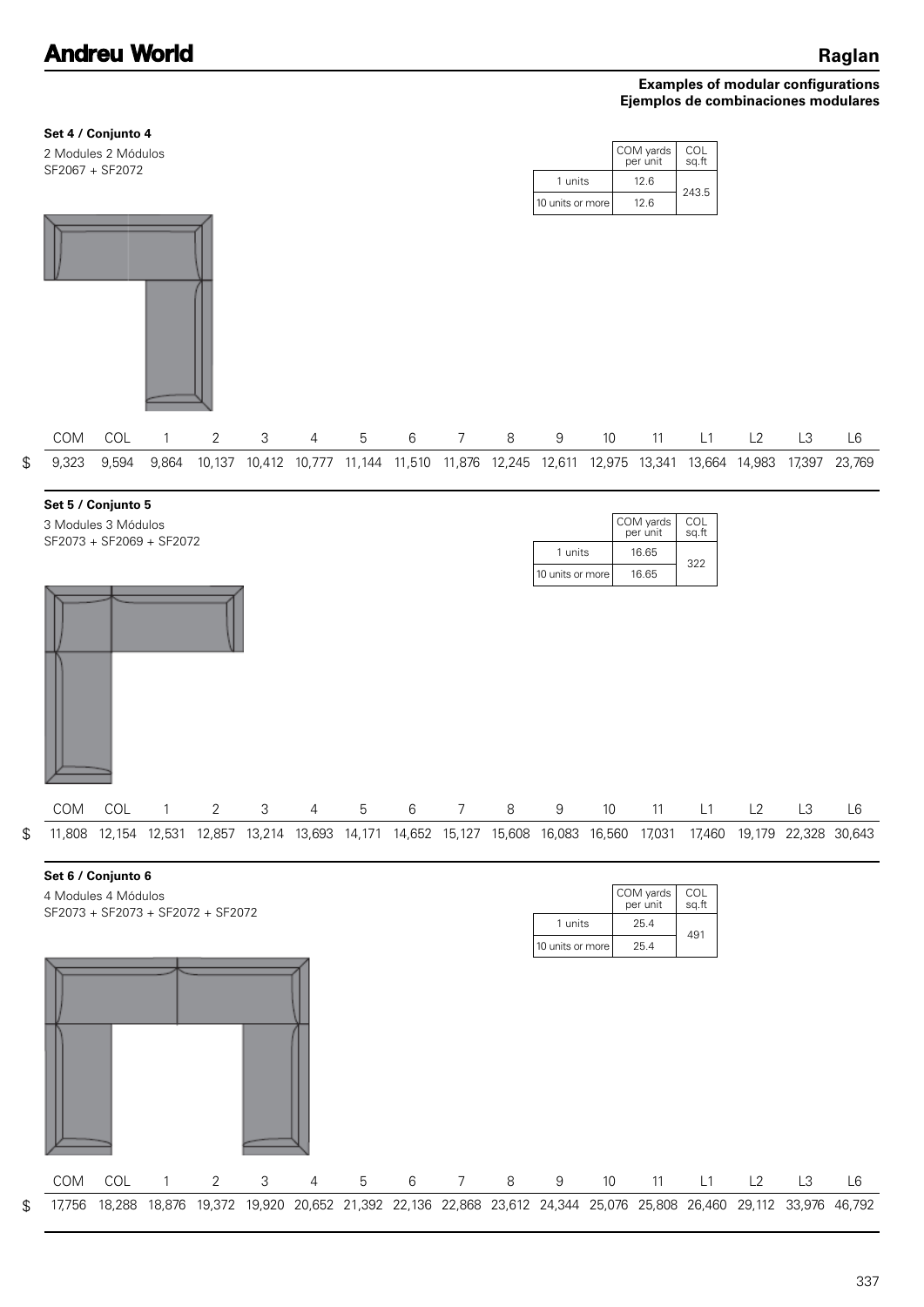**Examples of modular configurations**
**Ejemplos de combinaciones modulares**

**Set 4 / Conjunto 4**

2 Modules 2 Módulos
SF2067 + SF2072

| | COM yards per unit | COL sq.ft |
|---|---|---|
| 1 units | 12.6 | 243.5 |
| 10 units or more | 12.6 | |

| | COM | COL | 1 | 2 | 3 | 4 | 5 | 6 | 7 | 8 | 9 | 10 | 11 | L1 | L2 | L3 | L6 |
|---|---|---|---|---|---|---|---|---|---|---|---|---|---|---|---|---|---|
| $ | 9,323 | 9,594 | 9,864 | 10,137 | 10,412 | 10,777 | 11,144 | 11,510 | 11,876 | 12,245 | 12,611 | 12,975 | 13,341 | 13,664 | 14,983 | 17,397 | 23,769 |

**Set 5 / Conjunto 5**

3 Modules 3 Módulos
SF2073 + SF2069 + SF2072

| | COM yards per unit | COL sq.ft |
|---|---|---|
| 1 units | 16.65 | 322 |
| 10 units or more | 16.65 | |

| | COM | COL | 1 | 2 | 3 | 4 | 5 | 6 | 7 | 8 | 9 | 10 | 11 | L1 | L2 | L3 | L6 |
|---|---|---|---|---|---|---|---|---|---|---|---|---|---|---|---|---|---|
| $ | 11,808 | 12,154 | 12,531 | 12,857 | 13,214 | 13,693 | 14,171 | 14,652 | 15,127 | 15,608 | 16,083 | 16,560 | 17,031 | 17,460 | 19,179 | 22,328 | 30,643 |

**Set 6 / Conjunto 6**

4 Modules 4 Módulos
SF2073 + SF2073 + SF2072 + SF2072

| | COM yards per unit | COL sq.ft |
|---|---|---|
| 1 units | 25.4 | 491 |
| 10 units or more | 25.4 | |

| | COM | COL | 1 | 2 | 3 | 4 | 5 | 6 | 7 | 8 | 9 | 10 | 11 | L1 | L2 | L3 | L6 |
|---|---|---|---|---|---|---|---|---|---|---|---|---|---|---|---|---|---|
| $ | 17,756 | 18,288 | 18,876 | 19,372 | 19,920 | 20,652 | 21,392 | 22,136 | 22,868 | 23,612 | 24,344 | 25,076 | 25,808 | 26,460 | 29,112 | 33,976 | 46,792 |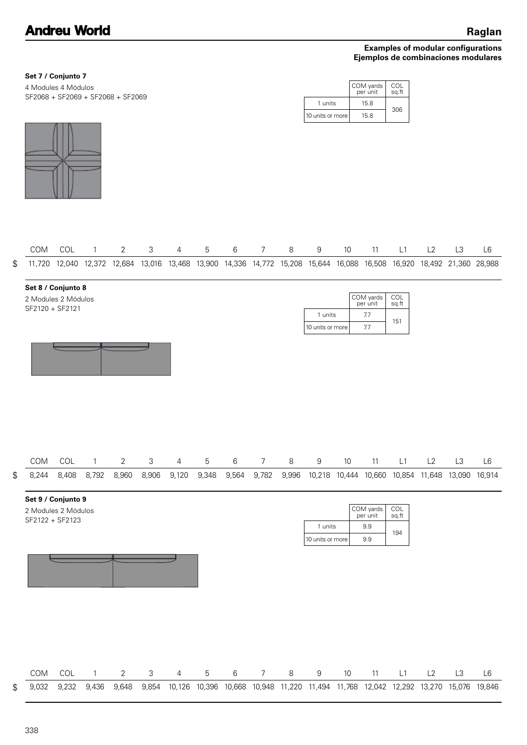**Examples of modular configurations**
**Ejemplos de combinaciones modulares**

### Set 7 / Conjunto 7

4 Modules 4 Módulos
SF2068 + SF2069 + SF2068 + SF2069

| | COM yards per unit | COL sq.ft |
|---|---|---|
| 1 units | 15.8 | 306 |
| 10 units or more | 15.8 | |

| | COM | COL | 1 | 2 | 3 | 4 | 5 | 6 | 7 | 8 | 9 | 10 | 11 | L1 | L2 | L3 | L6 |
|---|---|---|---|---|---|---|---|---|---|---|---|---|---|---|---|---|---|
| $ | 11,720 | 12,040 | 12,372 | 12,684 | 13,016 | 13,468 | 13,900 | 14,336 | 14,772 | 15,208 | 15,644 | 16,088 | 16,508 | 16,920 | 18,492 | 21,360 | 28,988 |

### Set 8 / Conjunto 8

2 Modules 2 Módulos
SF2120 + SF2121

| | COM yards per unit | COL sq.ft |
|---|---|---|
| 1 units | 7.7 | 151 |
| 10 units or more | 7.7 | |

| | COM | COL | 1 | 2 | 3 | 4 | 5 | 6 | 7 | 8 | 9 | 10 | 11 | L1 | L2 | L3 | L6 |
|---|---|---|---|---|---|---|---|---|---|---|---|---|---|---|---|---|---|
| $ | 8,244 | 8,408 | 8,792 | 8,960 | 8,906 | 9,120 | 9,348 | 9,564 | 9,782 | 9,996 | 10,218 | 10,444 | 10,660 | 10,854 | 11,648 | 13,090 | 16,914 |

### Set 9 / Conjunto 9

2 Modules 2 Módulos
SF2122 + SF2123

| | COM yards per unit | COL sq.ft |
|---|---|---|
| 1 units | 9.9 | 194 |
| 10 units or more | 9.9 | |

| | COM | COL | 1 | 2 | 3 | 4 | 5 | 6 | 7 | 8 | 9 | 10 | 11 | L1 | L2 | L3 | L6 |
|---|---|---|---|---|---|---|---|---|---|---|---|---|---|---|---|---|---|
| $ | 9,032 | 9,232 | 9,436 | 9,648 | 9,854 | 10,126 | 10,396 | 10,668 | 10,948 | 11,220 | 11,494 | 11,768 | 12,042 | 12,292 | 13,270 | 15,076 | 19,846 |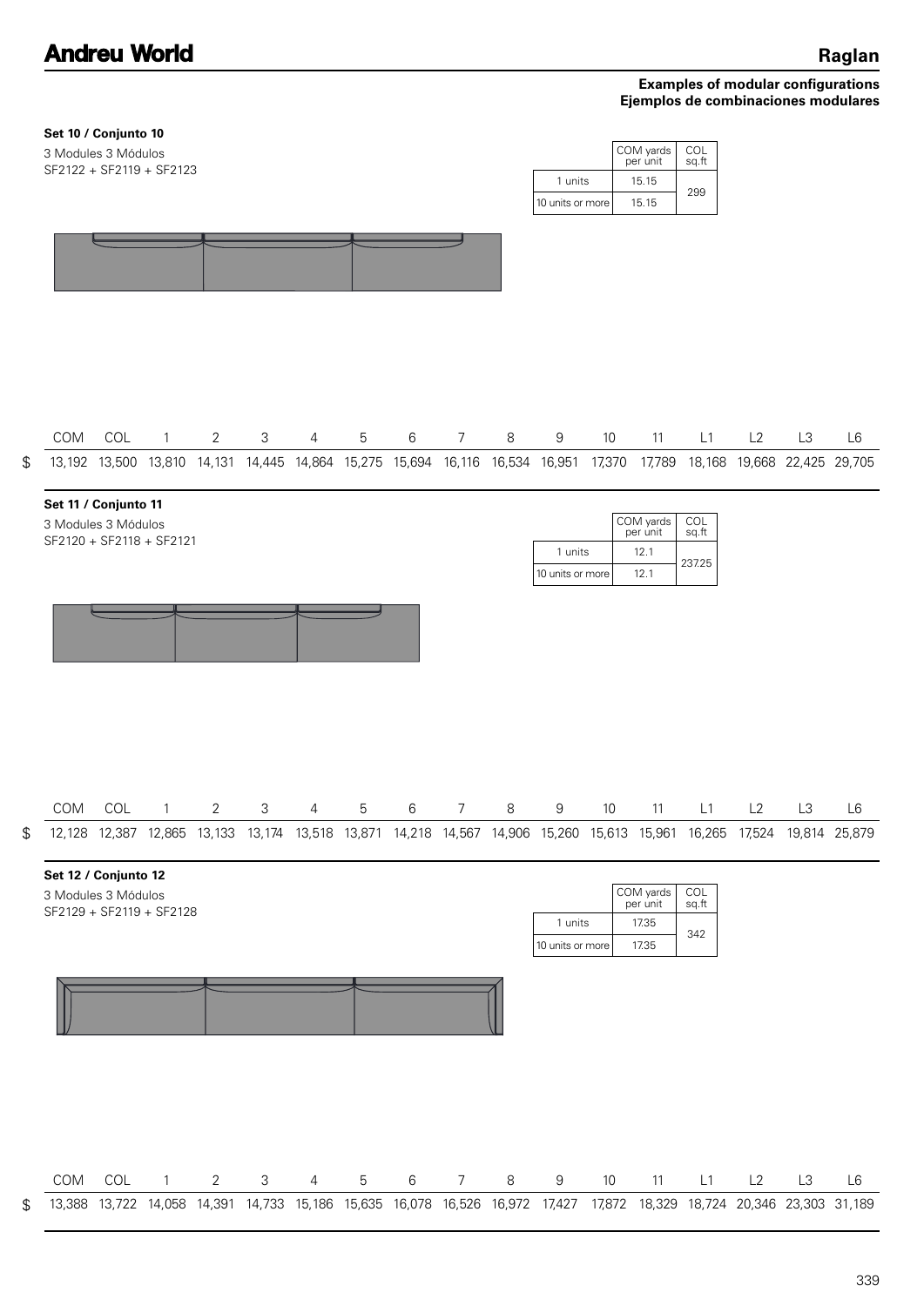## Examples of modular configurations
## Ejemplos de combinaciones modulares

### Set 10 / Conjunto 10

3 Modules 3 Módulos
SF2122 + SF2119 + SF2123

| | COM yards per unit | COL sq.ft |
|---|---|---|
| 1 units | 15.15 | 299 |
| 10 units or more | 15.15 | |

| | COM | COL | 1 | 2 | 3 | 4 | 5 | 6 | 7 | 8 | 9 | 10 | 11 | L1 | L2 | L3 | L6 |
|---|---|---|---|---|---|---|---|---|---|---|---|---|---|---|---|---|---|
| $ | 13,192 | 13,500 | 13,810 | 14,131 | 14,445 | 14,864 | 15,275 | 15,694 | 16,116 | 16,534 | 16,951 | 17,370 | 17,789 | 18,168 | 19,668 | 22,425 | 29,705 |

### Set 11 / Conjunto 11

3 Modules 3 Módulos
SF2120 + SF2118 + SF2121

| | COM yards per unit | COL sq.ft |
|---|---|---|
| 1 units | 12.1 | 237.25 |
| 10 units or more | 12.1 | |

| | COM | COL | 1 | 2 | 3 | 4 | 5 | 6 | 7 | 8 | 9 | 10 | 11 | L1 | L2 | L3 | L6 |
|---|---|---|---|---|---|---|---|---|---|---|---|---|---|---|---|---|---|
| $ | 12,128 | 12,387 | 12,865 | 13,133 | 13,174 | 13,518 | 13,871 | 14,218 | 14,567 | 14,906 | 15,260 | 15,613 | 15,961 | 16,265 | 17,524 | 19,814 | 25,879 |

### Set 12 / Conjunto 12

3 Modules 3 Módulos
SF2129 + SF2119 + SF2128

| | COM yards per unit | COL sq.ft |
|---|---|---|
| 1 units | 17.35 | 342 |
| 10 units or more | 17.35 | |

| | COM | COL | 1 | 2 | 3 | 4 | 5 | 6 | 7 | 8 | 9 | 10 | 11 | L1 | L2 | L3 | L6 |
|---|---|---|---|---|---|---|---|---|---|---|---|---|---|---|---|---|---|
| $ | 13,388 | 13,722 | 14,058 | 14,391 | 14,733 | 15,186 | 15,635 | 16,078 | 16,526 | 16,972 | 17,427 | 17,872 | 18,329 | 18,724 | 20,346 | 23,303 | 31,189 |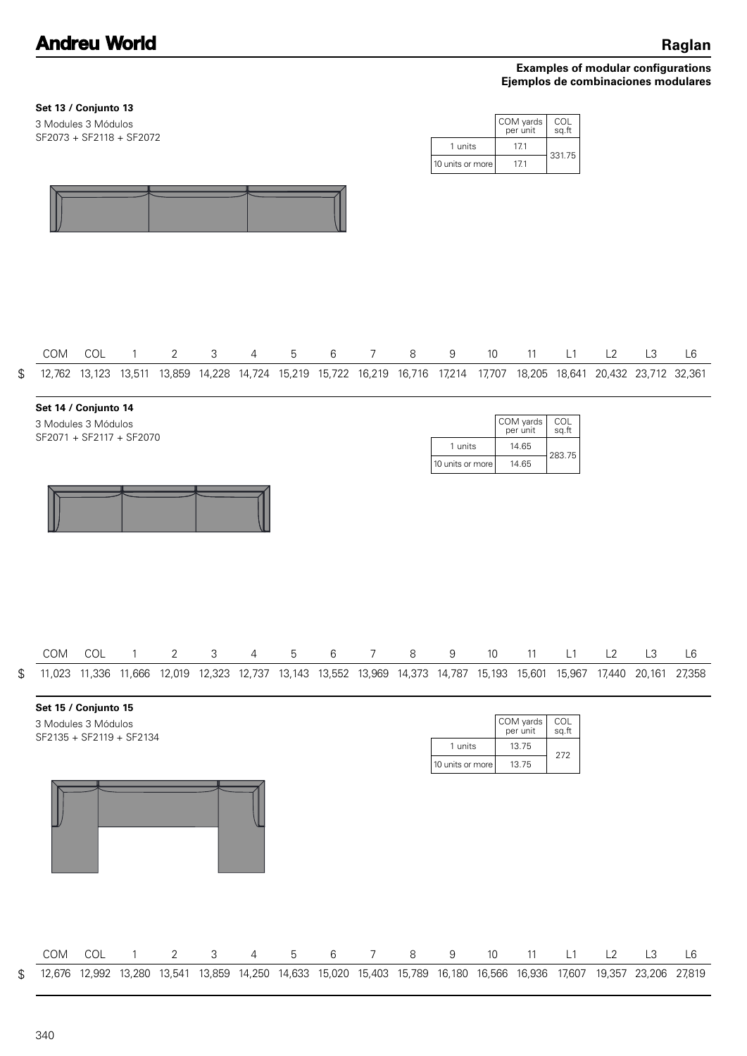**Examples of modular configurations**
**Ejemplos de combinaciones modulares**

**Set 13 / Conjunto 13**

3 Modules 3 Módulos
SF2073 + SF2118 + SF2072

| | COM yards per unit | COL sq.ft |
|---|---|---|
| 1 units | 17.1 | 331.75 |
| 10 units or more | 17.1 | |

| | COM | COL | 1 | 2 | 3 | 4 | 5 | 6 | 7 | 8 | 9 | 10 | 11 | L1 | L2 | L3 | L6 |
|---|---|---|---|---|---|---|---|---|---|---|---|---|---|---|---|---|---|
| $ | 12,762 | 13,123 | 13,511 | 13,859 | 14,228 | 14,724 | 15,219 | 15,722 | 16,219 | 16,716 | 17,214 | 17,707 | 18,205 | 18,641 | 20,432 | 23,712 | 32,361 |

**Set 14 / Conjunto 14**

3 Modules 3 Módulos
SF2071 + SF2117 + SF2070

| | COM yards per unit | COL sq.ft |
|---|---|---|
| 1 units | 14.65 | 283.75 |
| 10 units or more | 14.65 | |

| | COM | COL | 1 | 2 | 3 | 4 | 5 | 6 | 7 | 8 | 9 | 10 | 11 | L1 | L2 | L3 | L6 |
|---|---|---|---|---|---|---|---|---|---|---|---|---|---|---|---|---|---|
| $ | 11,023 | 11,336 | 11,666 | 12,019 | 12,323 | 12,737 | 13,143 | 13,552 | 13,969 | 14,373 | 14,787 | 15,193 | 15,601 | 15,967 | 17,440 | 20,161 | 27,358 |

**Set 15 / Conjunto 15**

3 Modules 3 Módulos
SF2135 + SF2119 + SF2134

| | COM yards per unit | COL sq.ft |
|---|---|---|
| 1 units | 13.75 | 272 |
| 10 units or more | 13.75 | |

| | COM | COL | 1 | 2 | 3 | 4 | 5 | 6 | 7 | 8 | 9 | 10 | 11 | L1 | L2 | L3 | L6 |
|---|---|---|---|---|---|---|---|---|---|---|---|---|---|---|---|---|---|
| $ | 12,676 | 12,992 | 13,280 | 13,541 | 13,859 | 14,250 | 14,633 | 15,020 | 15,403 | 15,789 | 16,180 | 16,566 | 16,936 | 17,607 | 19,357 | 23,206 | 27,819 |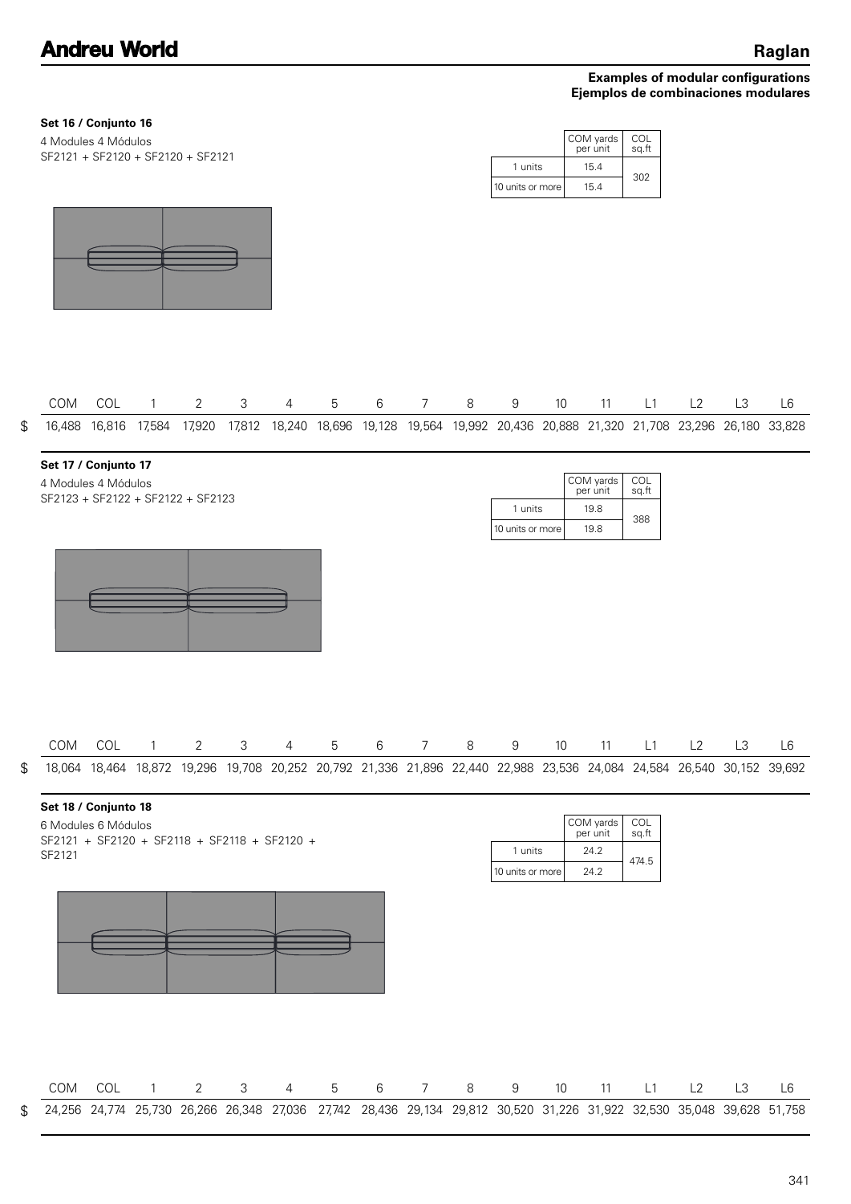**Examples of modular configurations**
**Ejemplos de combinaciones modulares**

**Set 16 / Conjunto 16**

4 Modules 4 Módulos
SF2121 + SF2120 + SF2120 + SF2121

| | COM yards per unit | COL sq.ft |
|---|---|---|
| 1 units | 15.4 | 302 |
| 10 units or more | 15.4 | |

| | COM | COL | 1 | 2 | 3 | 4 | 5 | 6 | 7 | 8 | 9 | 10 | 11 | L1 | L2 | L3 | L6 |
|---|---|---|---|---|---|---|---|---|---|---|---|---|---|---|---|---|---|
| $ | 16,488 | 16,816 | 17,584 | 17,920 | 17,812 | 18,240 | 18,696 | 19,128 | 19,564 | 19,992 | 20,436 | 20,888 | 21,320 | 21,708 | 23,296 | 26,180 | 33,828 |

**Set 17 / Conjunto 17**

4 Modules 4 Módulos
SF2123 + SF2122 + SF2122 + SF2123

| | COM yards per unit | COL sq.ft |
|---|---|---|
| 1 units | 19.8 | 388 |
| 10 units or more | 19.8 | |

| | COM | COL | 1 | 2 | 3 | 4 | 5 | 6 | 7 | 8 | 9 | 10 | 11 | L1 | L2 | L3 | L6 |
|---|---|---|---|---|---|---|---|---|---|---|---|---|---|---|---|---|---|
| $ | 18,064 | 18,464 | 18,872 | 19,296 | 19,708 | 20,252 | 20,792 | 21,336 | 21,896 | 22,440 | 22,988 | 23,536 | 24,084 | 24,584 | 26,540 | 30,152 | 39,692 |

**Set 18 / Conjunto 18**

6 Modules 6 Módulos
SF2121 + SF2120 + SF2118 + SF2118 + SF2120 + SF2121

| | COM yards per unit | COL sq.ft |
|---|---|---|
| 1 units | 24.2 | 474.5 |
| 10 units or more | 24.2 | |

| | COM | COL | 1 | 2 | 3 | 4 | 5 | 6 | 7 | 8 | 9 | 10 | 11 | L1 | L2 | L3 | L6 |
|---|---|---|---|---|---|---|---|---|---|---|---|---|---|---|---|---|---|
| $ | 24,256 | 24,774 | 25,730 | 26,266 | 26,348 | 27,036 | 27,742 | 28,436 | 29,134 | 29,812 | 30,520 | 31,226 | 31,922 | 32,530 | 35,048 | 39,628 | 51,758 |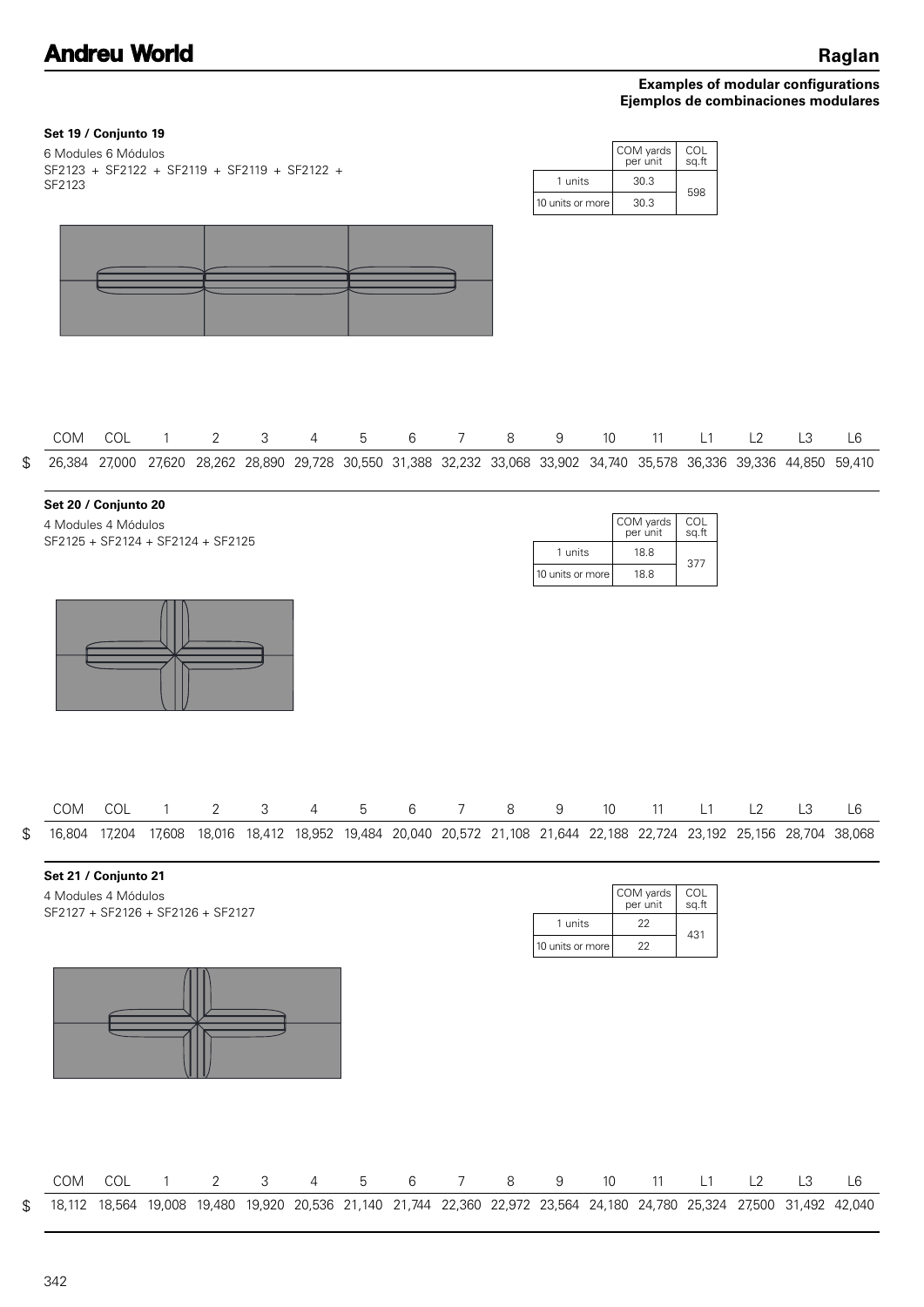**Examples of modular configurations**
**Ejemplos de combinaciones modulares**

### Set 19 / Conjunto 19

6 Modules 6 Módulos
SF2123 + SF2122 + SF2119 + SF2119 + SF2122 + SF2123

| | COM yards per unit | COL sq.ft |
|---|---|---|
| 1 units | 30.3 | 598 |
| 10 units or more | 30.3 | |

| | COM | COL | 1 | 2 | 3 | 4 | 5 | 6 | 7 | 8 | 9 | 10 | 11 | L1 | L2 | L3 | L6 |
|---|---|---|---|---|---|---|---|---|---|---|---|---|---|---|---|---|---|
| $ | 26,384 | 27,000 | 27,620 | 28,262 | 28,890 | 29,728 | 30,550 | 31,388 | 32,232 | 33,068 | 33,902 | 34,740 | 35,578 | 36,336 | 39,336 | 44,850 | 59,410 |

### Set 20 / Conjunto 20

4 Modules 4 Módulos
SF2125 + SF2124 + SF2124 + SF2125

| | COM yards per unit | COL sq.ft |
|---|---|---|
| 1 units | 18.8 | 377 |
| 10 units or more | 18.8 | |

| | COM | COL | 1 | 2 | 3 | 4 | 5 | 6 | 7 | 8 | 9 | 10 | 11 | L1 | L2 | L3 | L6 |
|---|---|---|---|---|---|---|---|---|---|---|---|---|---|---|---|---|---|
| $ | 16,804 | 17,204 | 17,608 | 18,016 | 18,412 | 18,952 | 19,484 | 20,040 | 20,572 | 21,108 | 21,644 | 22,188 | 22,724 | 23,192 | 25,156 | 28,704 | 38,068 |

### Set 21 / Conjunto 21

4 Modules 4 Módulos
SF2127 + SF2126 + SF2126 + SF2127

| | COM yards per unit | COL sq.ft |
|---|---|---|
| 1 units | 22 | 431 |
| 10 units or more | 22 | |

| | COM | COL | 1 | 2 | 3 | 4 | 5 | 6 | 7 | 8 | 9 | 10 | 11 | L1 | L2 | L3 | L6 |
|---|---|---|---|---|---|---|---|---|---|---|---|---|---|---|---|---|---|
| $ | 18,112 | 18,564 | 19,008 | 19,480 | 19,920 | 20,536 | 21,140 | 21,744 | 22,360 | 22,972 | 23,564 | 24,180 | 24,780 | 25,324 | 27,500 | 31,492 | 42,040 |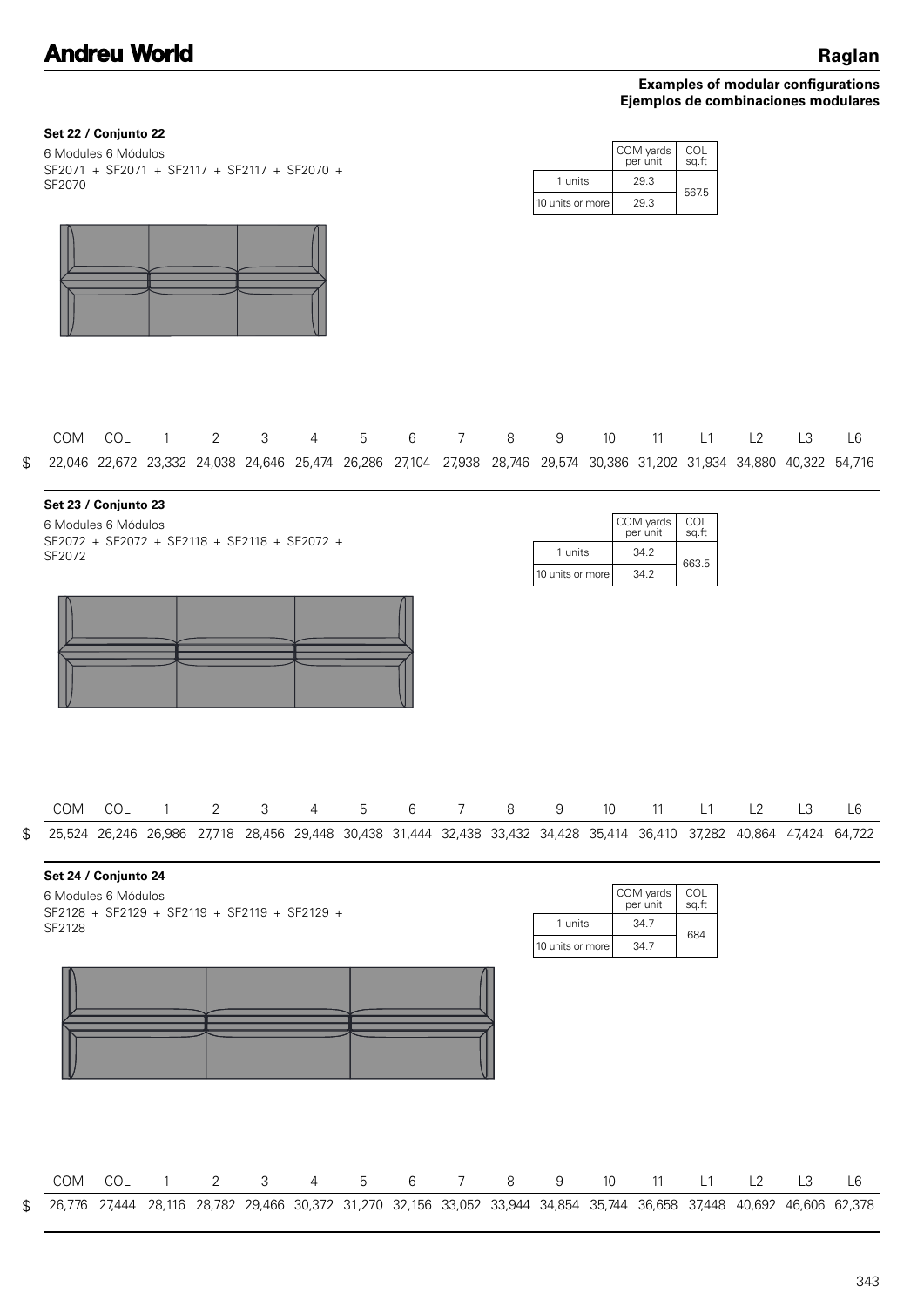**Examples of modular configurations**
**Ejemplos de combinaciones modulares**

### Set 22 / Conjunto 22

6 Modules 6 Módulos
SF2071 + SF2071 + SF2117 + SF2117 + SF2070 + SF2070

| | COM yards per unit | COL sq.ft |
|---|---|---|
| 1 units | 29.3 | 567.5 |
| 10 units or more | 29.3 | |

| | COM | COL | 1 | 2 | 3 | 4 | 5 | 6 | 7 | 8 | 9 | 10 | 11 | L1 | L2 | L3 | L6 |
|---|---|---|---|---|---|---|---|---|---|---|---|---|---|---|---|---|---|
| $ | 22,046 | 22,672 | 23,332 | 24,038 | 24,646 | 25,474 | 26,286 | 27,104 | 27,938 | 28,746 | 29,574 | 30,386 | 31,202 | 31,934 | 34,880 | 40,322 | 54,716 |

### Set 23 / Conjunto 23

6 Modules 6 Módulos
SF2072 + SF2072 + SF2118 + SF2118 + SF2072 + SF2072

| | COM yards per unit | COL sq.ft |
|---|---|---|
| 1 units | 34.2 | 663.5 |
| 10 units or more | 34.2 | |

| | COM | COL | 1 | 2 | 3 | 4 | 5 | 6 | 7 | 8 | 9 | 10 | 11 | L1 | L2 | L3 | L6 |
|---|---|---|---|---|---|---|---|---|---|---|---|---|---|---|---|---|---|
| $ | 25,524 | 26,246 | 26,986 | 27,718 | 28,456 | 29,448 | 30,438 | 31,444 | 32,438 | 33,432 | 34,428 | 35,414 | 36,410 | 37,282 | 40,864 | 47,424 | 64,722 |

### Set 24 / Conjunto 24

6 Modules 6 Módulos
SF2128 + SF2129 + SF2119 + SF2119 + SF2129 + SF2128

| | COM yards per unit | COL sq.ft |
|---|---|---|
| 1 units | 34.7 | 684 |
| 10 units or more | 34.7 | |

| | COM | COL | 1 | 2 | 3 | 4 | 5 | 6 | 7 | 8 | 9 | 10 | 11 | L1 | L2 | L3 | L6 |
|---|---|---|---|---|---|---|---|---|---|---|---|---|---|---|---|---|---|
| $ | 26,776 | 27,444 | 28,116 | 28,782 | 29,466 | 30,372 | 31,270 | 32,156 | 33,052 | 33,944 | 34,854 | 35,744 | 36,658 | 37,448 | 40,692 | 46,606 | 62,378 |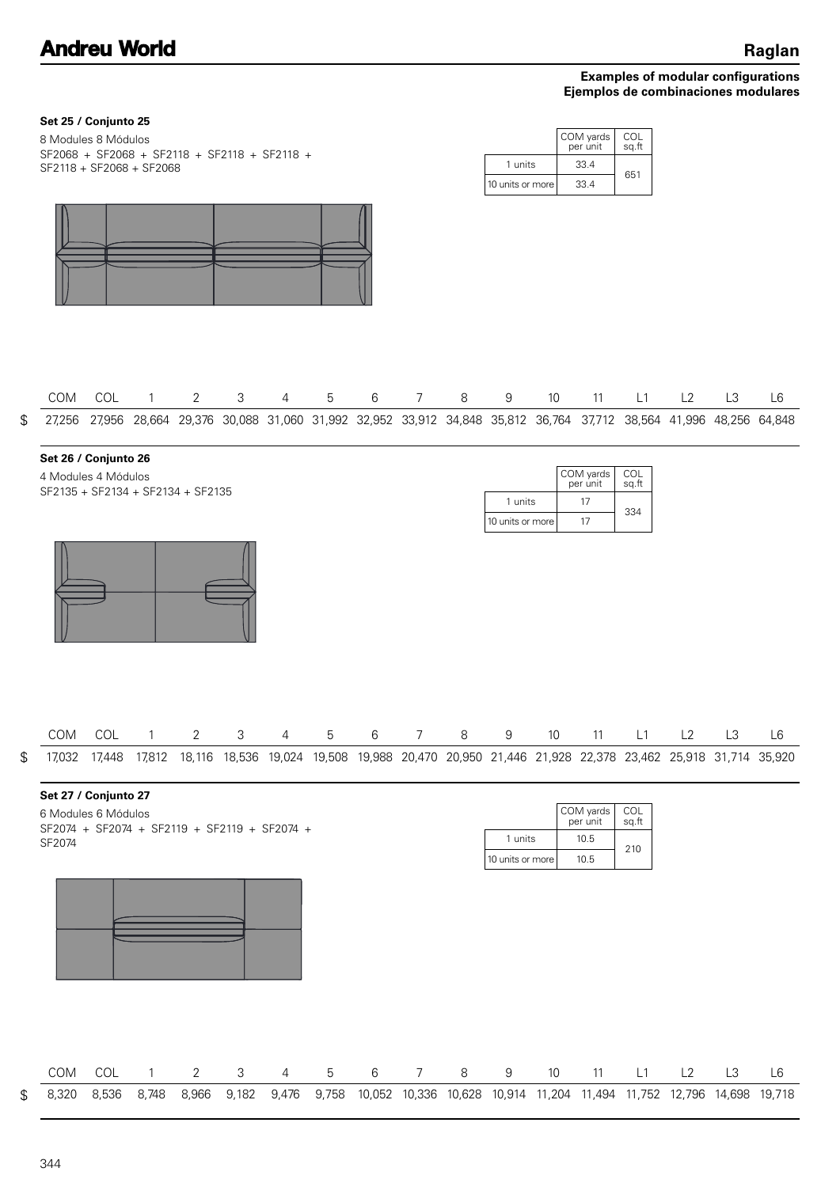**Examples of modular configurations**
**Ejemplos de combinaciones modulares**

**Set 25 / Conjunto 25**

8 Modules 8 Módulos
SF2068 + SF2068 + SF2118 + SF2118 + SF2118 + SF2118 + SF2068 + SF2068

| | COM yards per unit | COL sq.ft |
|---|---|---|
| 1 units | 33.4 | 651 |
| 10 units or more | 33.4 | |

| | COM | COL | 1 | 2 | 3 | 4 | 5 | 6 | 7 | 8 | 9 | 10 | 11 | L1 | L2 | L3 | L6 |
|---|---|---|---|---|---|---|---|---|---|---|---|---|---|---|---|---|---|
| $ | 27,256 | 27,956 | 28,664 | 29,376 | 30,088 | 31,060 | 31,992 | 32,952 | 33,912 | 34,848 | 35,812 | 36,764 | 37,712 | 38,564 | 41,996 | 48,256 | 64,848 |

**Set 26 / Conjunto 26**

4 Modules 4 Módulos
SF2135 + SF2134 + SF2134 + SF2135

| | COM yards per unit | COL sq.ft |
|---|---|---|
| 1 units | 17 | 334 |
| 10 units or more | 17 | |

| | COM | COL | 1 | 2 | 3 | 4 | 5 | 6 | 7 | 8 | 9 | 10 | 11 | L1 | L2 | L3 | L6 |
|---|---|---|---|---|---|---|---|---|---|---|---|---|---|---|---|---|---|
| $ | 17,032 | 17,448 | 17,812 | 18,116 | 18,536 | 19,024 | 19,508 | 19,988 | 20,470 | 20,950 | 21,446 | 21,928 | 22,378 | 23,462 | 25,918 | 31,714 | 35,920 |

**Set 27 / Conjunto 27**

6 Modules 6 Módulos
SF2074 + SF2074 + SF2119 + SF2119 + SF2074 + SF2074

| | COM yards per unit | COL sq.ft |
|---|---|---|
| 1 units | 10.5 | 210 |
| 10 units or more | 10.5 | |

| | COM | COL | 1 | 2 | 3 | 4 | 5 | 6 | 7 | 8 | 9 | 10 | 11 | L1 | L2 | L3 | L6 |
|---|---|---|---|---|---|---|---|---|---|---|---|---|---|---|---|---|---|
| $ | 8,320 | 8,536 | 8,748 | 8,966 | 9,182 | 9,476 | 9,758 | 10,052 | 10,336 | 10,628 | 10,914 | 11,204 | 11,494 | 11,752 | 12,796 | 14,698 | 19,718 |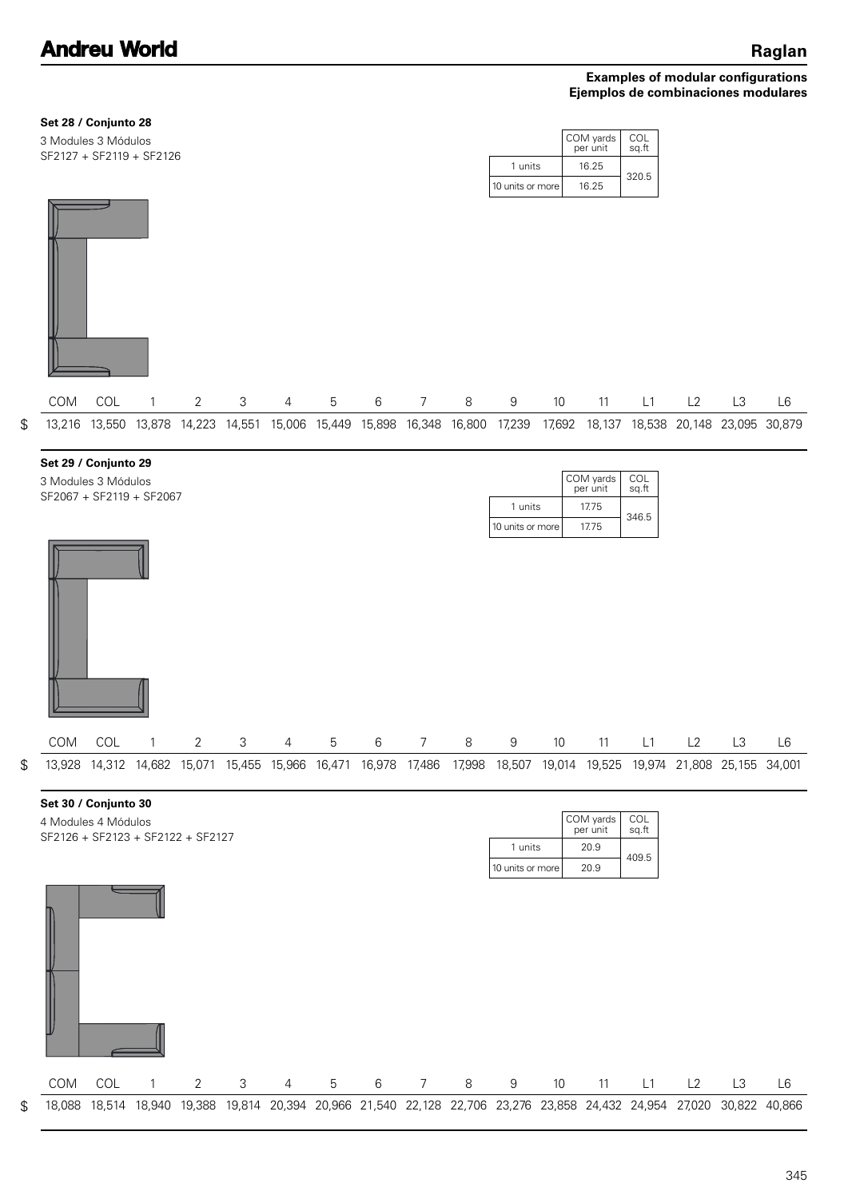**Raglan**

**Examples of modular configurations**
**Ejemplos de combinaciones modulares**

**Set 28 / Conjunto 28**

3 Modules 3 Módulos
SF2127 + SF2119 + SF2126

| | COM yards per unit | COL sq.ft |
|---|---|---|
| 1 units | 16.25 | 320.5 |
| 10 units or more | 16.25 | |

| | COM | COL | 1 | 2 | 3 | 4 | 5 | 6 | 7 | 8 | 9 | 10 | 11 | L1 | L2 | L3 | L6 |
|---|---|---|---|---|---|---|---|---|---|---|---|---|---|---|---|---|---|
| $ | 13,216 | 13,550 | 13,878 | 14,223 | 14,551 | 15,006 | 15,449 | 15,898 | 16,348 | 16,800 | 17,239 | 17,692 | 18,137 | 18,538 | 20,148 | 23,095 | 30,879 |

**Set 29 / Conjunto 29**

3 Modules 3 Módulos
SF2067 + SF2119 + SF2067

| | COM yards per unit | COL sq.ft |
|---|---|---|
| 1 units | 17.75 | 346.5 |
| 10 units or more | 17.75 | |

| | COM | COL | 1 | 2 | 3 | 4 | 5 | 6 | 7 | 8 | 9 | 10 | 11 | L1 | L2 | L3 | L6 |
|---|---|---|---|---|---|---|---|---|---|---|---|---|---|---|---|---|---|
| $ | 13,928 | 14,312 | 14,682 | 15,071 | 15,455 | 15,966 | 16,471 | 16,978 | 17,486 | 17,998 | 18,507 | 19,014 | 19,525 | 19,974 | 21,808 | 25,155 | 34,001 |

**Set 30 / Conjunto 30**

4 Modules 4 Módulos
SF2126 + SF2123 + SF2122 + SF2127

| | COM yards per unit | COL sq.ft |
|---|---|---|
| 1 units | 20.9 | 409.5 |
| 10 units or more | 20.9 | |

| | COM | COL | 1 | 2 | 3 | 4 | 5 | 6 | 7 | 8 | 9 | 10 | 11 | L1 | L2 | L3 | L6 |
|---|---|---|---|---|---|---|---|---|---|---|---|---|---|---|---|---|---|
| $ | 18,088 | 18,514 | 18,940 | 19,388 | 19,814 | 20,394 | 20,966 | 21,540 | 22,128 | 22,706 | 23,276 | 23,858 | 24,432 | 24,954 | 27,020 | 30,822 | 40,866 |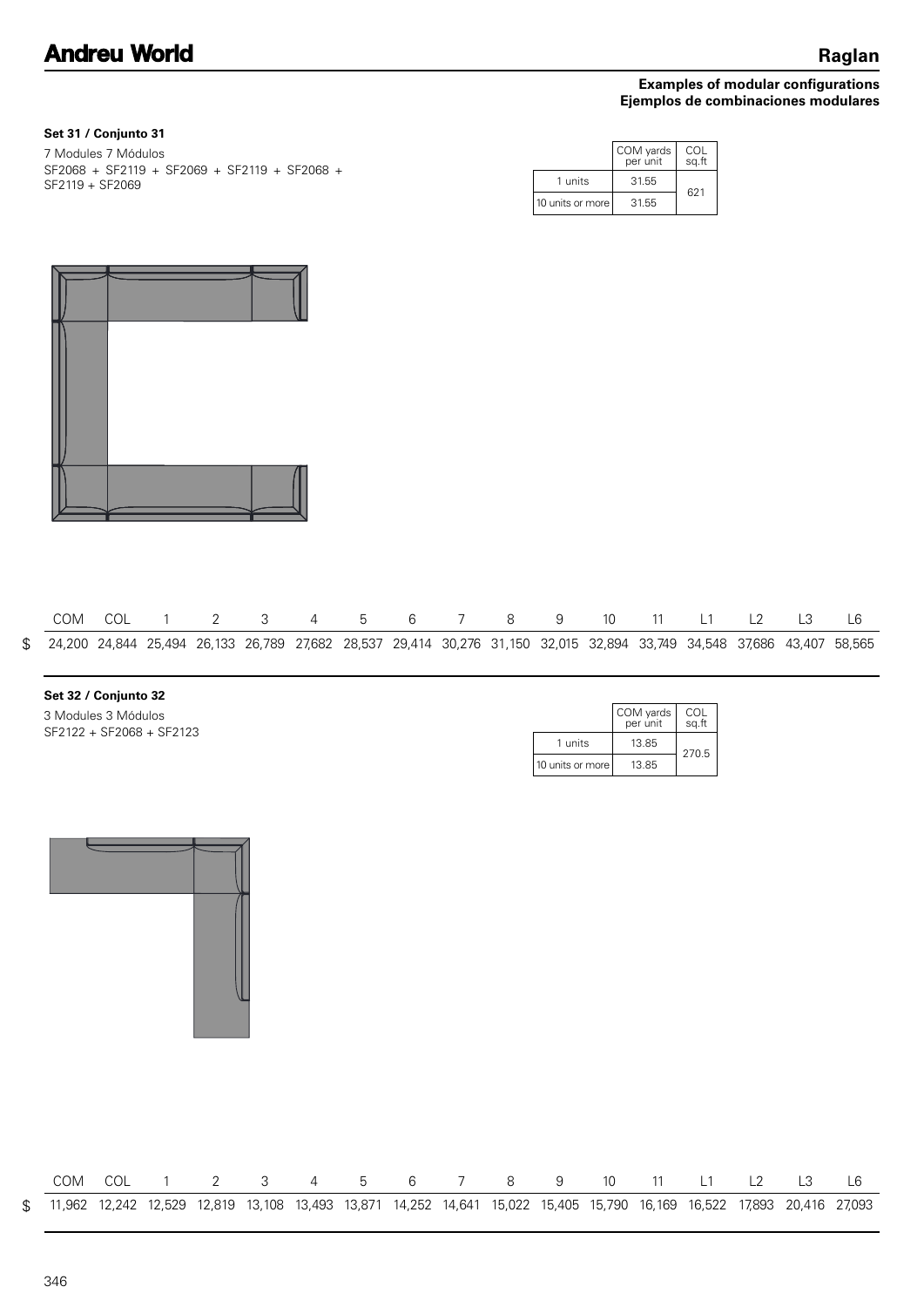**Examples of modular configurations**
**Ejemplos de combinaciones modulares**

**Set 31 / Conjunto 31**

7 Modules 7 Módulos
SF2068 + SF2119 + SF2069 + SF2119 + SF2068 + SF2119 + SF2069

| | COM yards per unit | COL sq.ft |
|---|---|---|
| 1 units | 31.55 | 621 |
| 10 units or more | 31.55 | |

| | COM | COL | 1 | 2 | 3 | 4 | 5 | 6 | 7 | 8 | 9 | 10 | 11 | L1 | L2 | L3 | L6 |
|---|---|---|---|---|---|---|---|---|---|---|---|---|---|---|---|---|---|
| $ | 24,200 | 24,844 | 25,494 | 26,133 | 26,789 | 27,682 | 28,537 | 29,414 | 30,276 | 31,150 | 32,015 | 32,894 | 33,749 | 34,548 | 37,686 | 43,407 | 58,565 |

**Set 32 / Conjunto 32**

3 Modules 3 Módulos
SF2122 + SF2068 + SF2123

| | COM yards per unit | COL sq.ft |
|---|---|---|
| 1 units | 13.85 | 270.5 |
| 10 units or more | 13.85 | |

| | COM | COL | 1 | 2 | 3 | 4 | 5 | 6 | 7 | 8 | 9 | 10 | 11 | L1 | L2 | L3 | L6 |
|---|---|---|---|---|---|---|---|---|---|---|---|---|---|---|---|---|---|
| $ | 11,962 | 12,242 | 12,529 | 12,819 | 13,108 | 13,493 | 13,871 | 14,252 | 14,641 | 15,022 | 15,405 | 15,790 | 16,169 | 16,522 | 17,893 | 20,416 | 27,093 |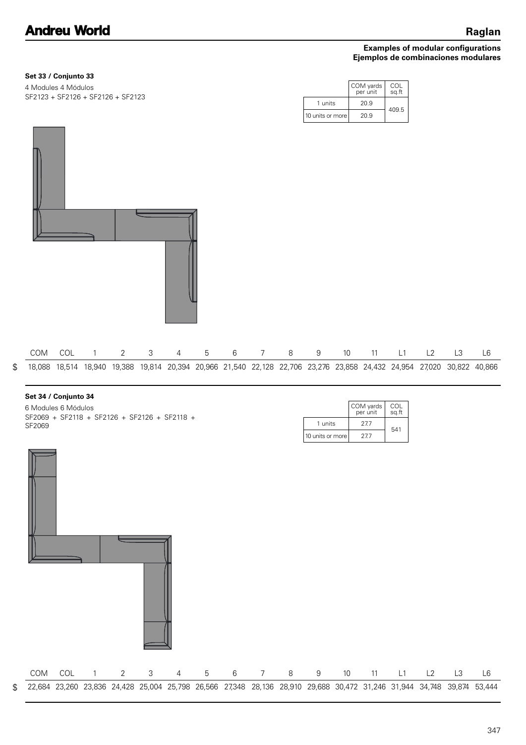**Examples of modular configurations**
**Ejemplos de combinaciones modulares**

**Set 33 / Conjunto 33**

4 Modules 4 Módulos
SF2123 + SF2126 + SF2126 + SF2123

| | COM yards per unit | COL sq.ft |
|---|---|---|
| 1 units | 20.9 | 409.5 |
| 10 units or more | 20.9 | |

| | COM | COL | 1 | 2 | 3 | 4 | 5 | 6 | 7 | 8 | 9 | 10 | 11 | L1 | L2 | L3 | L6 |
|---|---|---|---|---|---|---|---|---|---|---|---|---|---|---|---|---|---|
| $ | 18,088 | 18,514 | 18,940 | 19,388 | 19,814 | 20,394 | 20,966 | 21,540 | 22,128 | 22,706 | 23,276 | 23,858 | 24,432 | 24,954 | 27,020 | 30,822 | 40,866 |

**Set 34 / Conjunto 34**

6 Modules 6 Módulos
SF2069 + SF2118 + SF2126 + SF2126 + SF2118 + SF2069

| | COM yards per unit | COL sq.ft |
|---|---|---|
| 1 units | 27.7 | 541 |
| 10 units or more | 27.7 | |

| | COM | COL | 1 | 2 | 3 | 4 | 5 | 6 | 7 | 8 | 9 | 10 | 11 | L1 | L2 | L3 | L6 |
|---|---|---|---|---|---|---|---|---|---|---|---|---|---|---|---|---|---|
| $ | 22,684 | 23,260 | 23,836 | 24,428 | 25,004 | 25,798 | 26,566 | 27,348 | 28,136 | 28,910 | 29,688 | 30,472 | 31,246 | 31,944 | 34,748 | 39,874 | 53,444 |